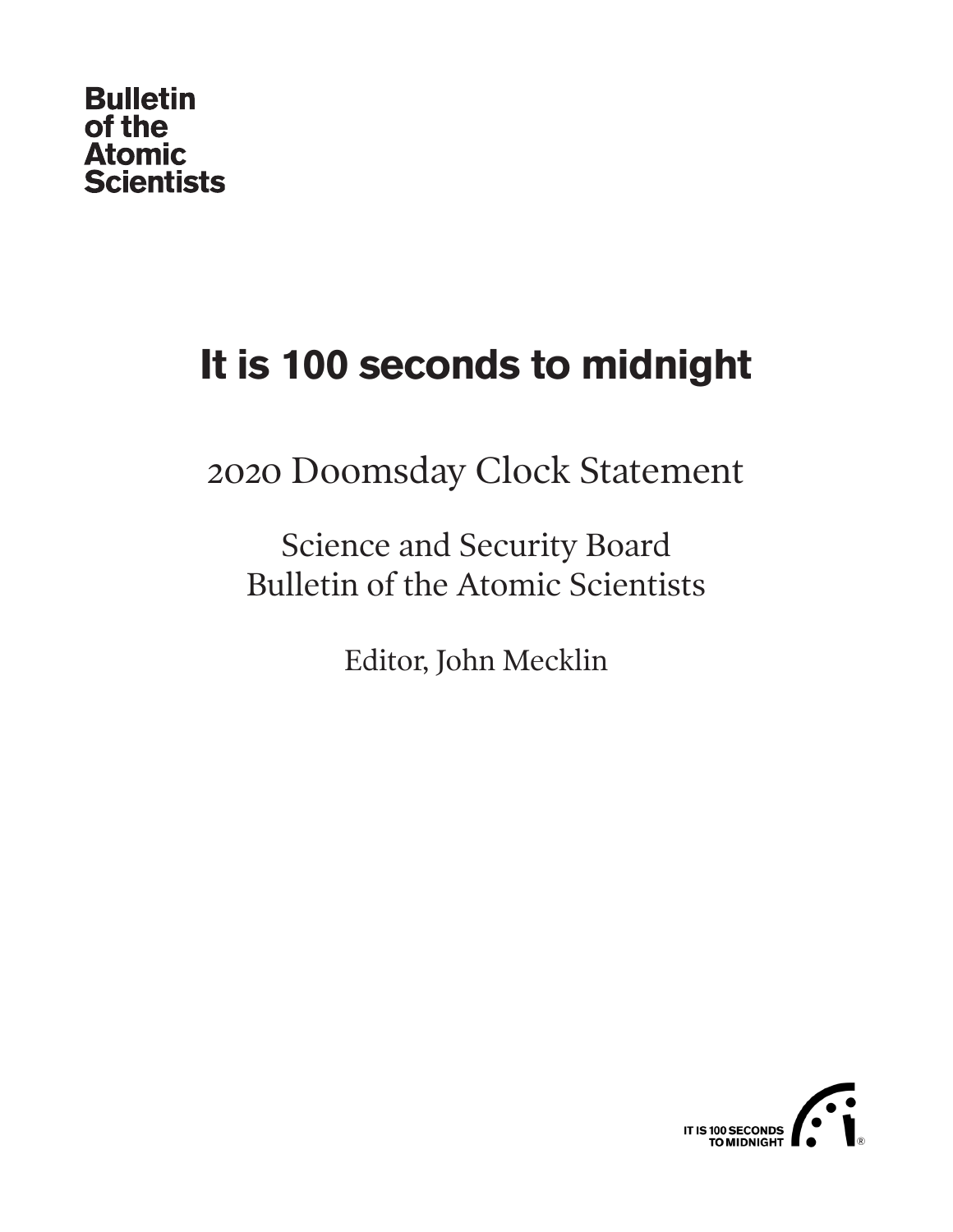Bulletin of the Atomic Scientists

# It is 100 seconds to midnight

## 2020 Doomsday Clock Statement

Science and Security Board
Bulletin of the Atomic Scientists

Editor, John Mecklin

IT IS 100 SECONDS TO MIDNIGHT ®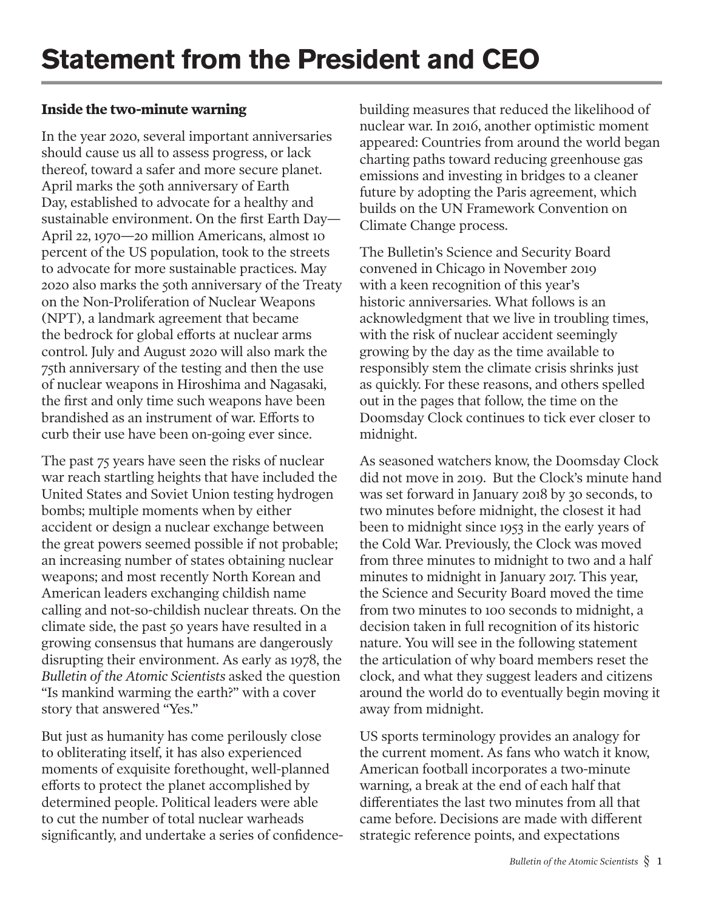# Statement from the President and CEO

### Inside the two-minute warning

In the year 2020, several important anniversaries should cause us all to assess progress, or lack thereof, toward a safer and more secure planet. April marks the 50th anniversary of Earth Day, established to advocate for a healthy and sustainable environment. On the first Earth Day—April 22, 1970—20 million Americans, almost 10 percent of the US population, took to the streets to advocate for more sustainable practices. May 2020 also marks the 50th anniversary of the Treaty on the Non-Proliferation of Nuclear Weapons (NPT), a landmark agreement that became the bedrock for global efforts at nuclear arms control. July and August 2020 will also mark the 75th anniversary of the testing and then the use of nuclear weapons in Hiroshima and Nagasaki, the first and only time such weapons have been brandished as an instrument of war. Efforts to curb their use have been on-going ever since.

The past 75 years have seen the risks of nuclear war reach startling heights that have included the United States and Soviet Union testing hydrogen bombs; multiple moments when by either accident or design a nuclear exchange between the great powers seemed possible if not probable; an increasing number of states obtaining nuclear weapons; and most recently North Korean and American leaders exchanging childish name calling and not-so-childish nuclear threats. On the climate side, the past 50 years have resulted in a growing consensus that humans are dangerously disrupting their environment. As early as 1978, the *Bulletin of the Atomic Scientists* asked the question "Is mankind warming the earth?" with a cover story that answered "Yes."

But just as humanity has come perilously close to obliterating itself, it has also experienced moments of exquisite forethought, well-planned efforts to protect the planet accomplished by determined people. Political leaders were able to cut the number of total nuclear warheads significantly, and undertake a series of confidence-building measures that reduced the likelihood of nuclear war. In 2016, another optimistic moment appeared: Countries from around the world began charting paths toward reducing greenhouse gas emissions and investing in bridges to a cleaner future by adopting the Paris agreement, which builds on the UN Framework Convention on Climate Change process.

The Bulletin's Science and Security Board convened in Chicago in November 2019 with a keen recognition of this year's historic anniversaries. What follows is an acknowledgment that we live in troubling times, with the risk of nuclear accident seemingly growing by the day as the time available to responsibly stem the climate crisis shrinks just as quickly. For these reasons, and others spelled out in the pages that follow, the time on the Doomsday Clock continues to tick ever closer to midnight.

As seasoned watchers know, the Doomsday Clock did not move in 2019. But the Clock's minute hand was set forward in January 2018 by 30 seconds, to two minutes before midnight, the closest it had been to midnight since 1953 in the early years of the Cold War. Previously, the Clock was moved from three minutes to midnight to two and a half minutes to midnight in January 2017. This year, the Science and Security Board moved the time from two minutes to 100 seconds to midnight, a decision taken in full recognition of its historic nature. You will see in the following statement the articulation of why board members reset the clock, and what they suggest leaders and citizens around the world do to eventually begin moving it away from midnight.

US sports terminology provides an analogy for the current moment. As fans who watch it know, American football incorporates a two-minute warning, a break at the end of each half that differentiates the last two minutes from all that came before. Decisions are made with different strategic reference points, and expectations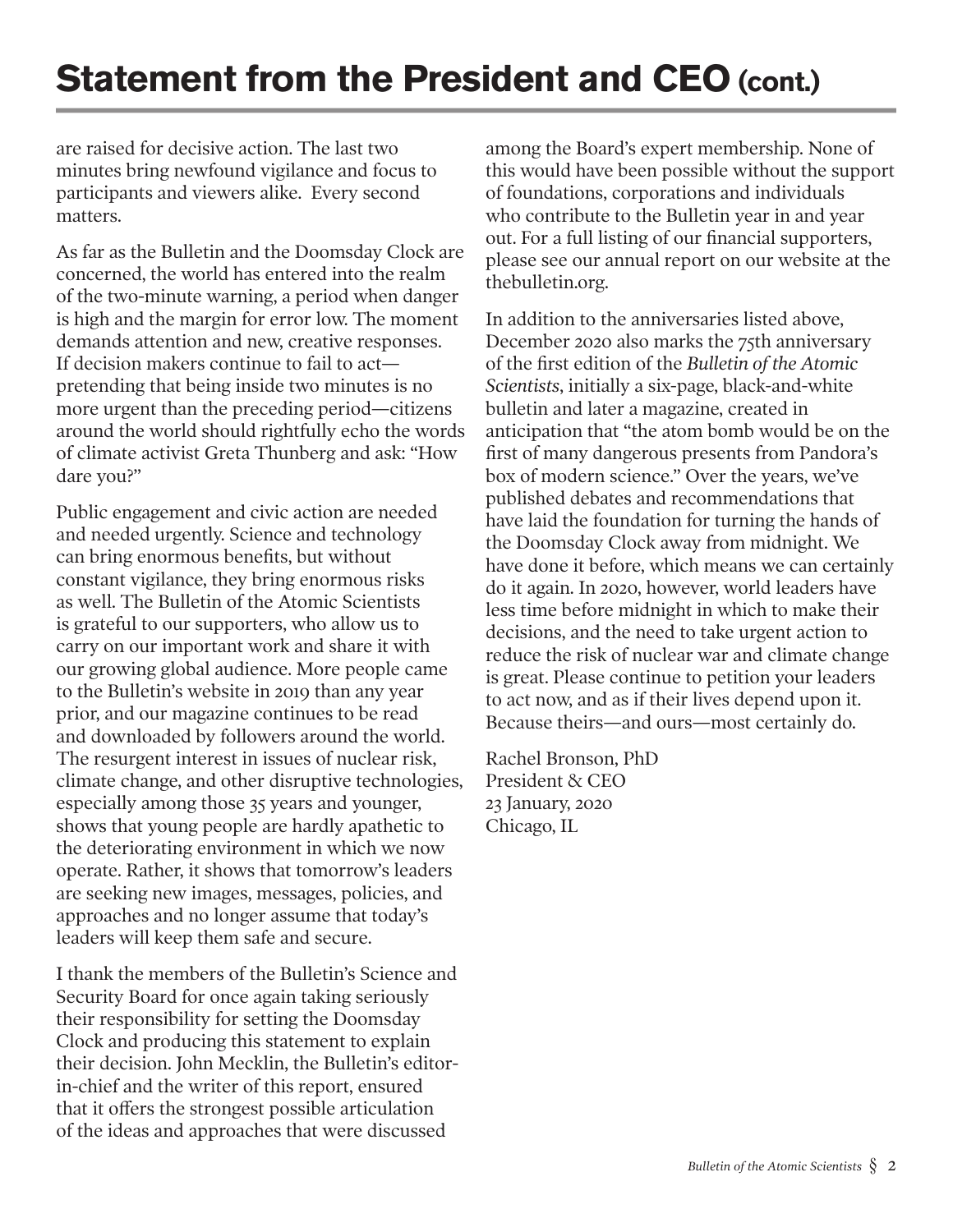# Statement from the President and CEO (cont.)

are raised for decisive action. The last two minutes bring newfound vigilance and focus to participants and viewers alike. Every second matters.

As far as the Bulletin and the Doomsday Clock are concerned, the world has entered into the realm of the two-minute warning, a period when danger is high and the margin for error low. The moment demands attention and new, creative responses. If decision makers continue to fail to act—pretending that being inside two minutes is no more urgent than the preceding period—citizens around the world should rightfully echo the words of climate activist Greta Thunberg and ask: "How dare you?"

Public engagement and civic action are needed and needed urgently. Science and technology can bring enormous benefits, but without constant vigilance, they bring enormous risks as well. The Bulletin of the Atomic Scientists is grateful to our supporters, who allow us to carry on our important work and share it with our growing global audience. More people came to the Bulletin's website in 2019 than any year prior, and our magazine continues to be read and downloaded by followers around the world. The resurgent interest in issues of nuclear risk, climate change, and other disruptive technologies, especially among those 35 years and younger, shows that young people are hardly apathetic to the deteriorating environment in which we now operate. Rather, it shows that tomorrow's leaders are seeking new images, messages, policies, and approaches and no longer assume that today's leaders will keep them safe and secure.

I thank the members of the Bulletin's Science and Security Board for once again taking seriously their responsibility for setting the Doomsday Clock and producing this statement to explain their decision. John Mecklin, the Bulletin's editor-in-chief and the writer of this report, ensured that it offers the strongest possible articulation of the ideas and approaches that were discussed among the Board's expert membership. None of this would have been possible without the support of foundations, corporations and individuals who contribute to the Bulletin year in and year out. For a full listing of our financial supporters, please see our annual report on our website at the thebulletin.org.

In addition to the anniversaries listed above, December 2020 also marks the 75th anniversary of the first edition of the *Bulletin of the Atomic Scientists*, initially a six-page, black-and-white bulletin and later a magazine, created in anticipation that "the atom bomb would be on the first of many dangerous presents from Pandora's box of modern science." Over the years, we've published debates and recommendations that have laid the foundation for turning the hands of the Doomsday Clock away from midnight. We have done it before, which means we can certainly do it again. In 2020, however, world leaders have less time before midnight in which to make their decisions, and the need to take urgent action to reduce the risk of nuclear war and climate change is great. Please continue to petition your leaders to act now, and as if their lives depend upon it. Because theirs—and ours—most certainly do.

Rachel Bronson, PhD
President & CEO
23 January, 2020
Chicago, IL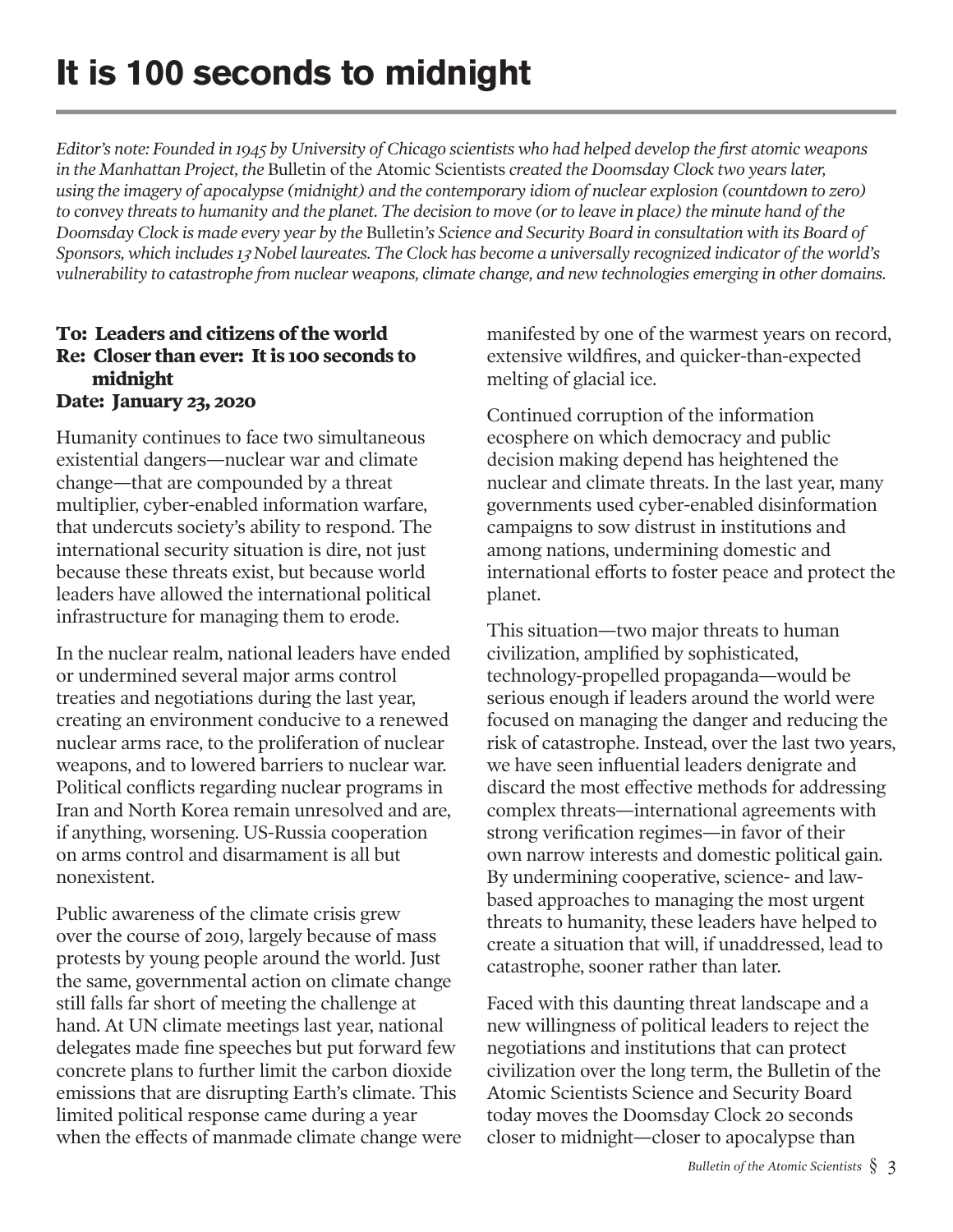# It is 100 seconds to midnight

*Editor's note: Founded in 1945 by University of Chicago scientists who had helped develop the first atomic weapons in the Manhattan Project, the* Bulletin of the Atomic Scientists *created the Doomsday Clock two years later, using the imagery of apocalypse (midnight) and the contemporary idiom of nuclear explosion (countdown to zero) to convey threats to humanity and the planet. The decision to move (or to leave in place) the minute hand of the Doomsday Clock is made every year by the* Bulletin*'s Science and Security Board in consultation with its Board of Sponsors, which includes 13 Nobel laureates. The Clock has become a universally recognized indicator of the world's vulnerability to catastrophe from nuclear weapons, climate change, and new technologies emerging in other domains.*

**To: Leaders and citizens of the world**
**Re: Closer than ever: It is 100 seconds to midnight**
**Date: January 23, 2020**

Humanity continues to face two simultaneous existential dangers—nuclear war and climate change—that are compounded by a threat multiplier, cyber-enabled information warfare, that undercuts society's ability to respond. The international security situation is dire, not just because these threats exist, but because world leaders have allowed the international political infrastructure for managing them to erode.

In the nuclear realm, national leaders have ended or undermined several major arms control treaties and negotiations during the last year, creating an environment conducive to a renewed nuclear arms race, to the proliferation of nuclear weapons, and to lowered barriers to nuclear war. Political conflicts regarding nuclear programs in Iran and North Korea remain unresolved and are, if anything, worsening. US-Russia cooperation on arms control and disarmament is all but nonexistent.

Public awareness of the climate crisis grew over the course of 2019, largely because of mass protests by young people around the world. Just the same, governmental action on climate change still falls far short of meeting the challenge at hand. At UN climate meetings last year, national delegates made fine speeches but put forward few concrete plans to further limit the carbon dioxide emissions that are disrupting Earth's climate. This limited political response came during a year when the effects of manmade climate change were manifested by one of the warmest years on record, extensive wildfires, and quicker-than-expected melting of glacial ice.

Continued corruption of the information ecosphere on which democracy and public decision making depend has heightened the nuclear and climate threats. In the last year, many governments used cyber-enabled disinformation campaigns to sow distrust in institutions and among nations, undermining domestic and international efforts to foster peace and protect the planet.

This situation—two major threats to human civilization, amplified by sophisticated, technology-propelled propaganda—would be serious enough if leaders around the world were focused on managing the danger and reducing the risk of catastrophe. Instead, over the last two years, we have seen influential leaders denigrate and discard the most effective methods for addressing complex threats—international agreements with strong verification regimes—in favor of their own narrow interests and domestic political gain. By undermining cooperative, science- and law-based approaches to managing the most urgent threats to humanity, these leaders have helped to create a situation that will, if unaddressed, lead to catastrophe, sooner rather than later.

Faced with this daunting threat landscape and a new willingness of political leaders to reject the negotiations and institutions that can protect civilization over the long term, the Bulletin of the Atomic Scientists Science and Security Board today moves the Doomsday Clock 20 seconds closer to midnight—closer to apocalypse than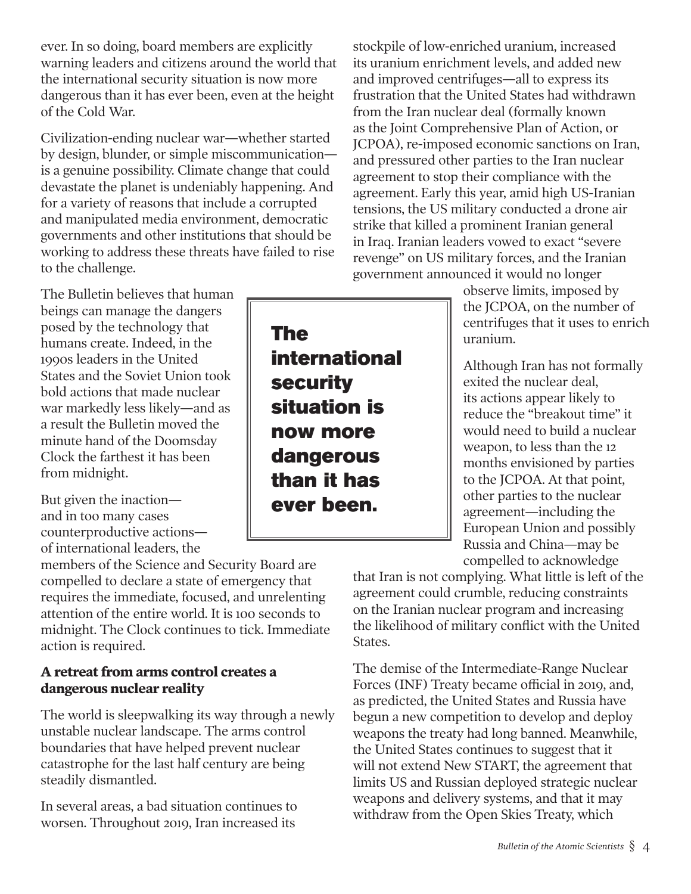ever. In so doing, board members are explicitly warning leaders and citizens around the world that the international security situation is now more dangerous than it has ever been, even at the height of the Cold War.

Civilization-ending nuclear war—whether started by design, blunder, or simple miscommunication—is a genuine possibility. Climate change that could devastate the planet is undeniably happening. And for a variety of reasons that include a corrupted and manipulated media environment, democratic governments and other institutions that should be working to address these threats have failed to rise to the challenge.

The Bulletin believes that human beings can manage the dangers posed by the technology that humans create. Indeed, in the 1990s leaders in the United States and the Soviet Union took bold actions that made nuclear war markedly less likely—and as a result the Bulletin moved the minute hand of the Doomsday Clock the farthest it has been from midnight.

**The international security situation is now more dangerous than it has ever been.**

But given the inaction—and in too many cases counterproductive actions—of international leaders, the members of the Science and Security Board are compelled to declare a state of emergency that requires the immediate, focused, and unrelenting attention of the entire world. It is 100 seconds to midnight. The Clock continues to tick. Immediate action is required.

### A retreat from arms control creates a dangerous nuclear reality

The world is sleepwalking its way through a newly unstable nuclear landscape. The arms control boundaries that have helped prevent nuclear catastrophe for the last half century are being steadily dismantled.

In several areas, a bad situation continues to worsen. Throughout 2019, Iran increased its stockpile of low-enriched uranium, increased its uranium enrichment levels, and added new and improved centrifuges—all to express its frustration that the United States had withdrawn from the Iran nuclear deal (formally known as the Joint Comprehensive Plan of Action, or JCPOA), re-imposed economic sanctions on Iran, and pressured other parties to the Iran nuclear agreement to stop their compliance with the agreement. Early this year, amid high US-Iranian tensions, the US military conducted a drone air strike that killed a prominent Iranian general in Iraq. Iranian leaders vowed to exact "severe revenge" on US military forces, and the Iranian government announced it would no longer observe limits, imposed by the JCPOA, on the number of centrifuges that it uses to enrich uranium.

Although Iran has not formally exited the nuclear deal, its actions appear likely to reduce the "breakout time" it would need to build a nuclear weapon, to less than the 12 months envisioned by parties to the JCPOA. At that point, other parties to the nuclear agreement—including the European Union and possibly Russia and China—may be compelled to acknowledge that Iran is not complying. What little is left of the agreement could crumble, reducing constraints on the Iranian nuclear program and increasing the likelihood of military conflict with the United States.

The demise of the Intermediate-Range Nuclear Forces (INF) Treaty became official in 2019, and, as predicted, the United States and Russia have begun a new competition to develop and deploy weapons the treaty had long banned. Meanwhile, the United States continues to suggest that it will not extend New START, the agreement that limits US and Russian deployed strategic nuclear weapons and delivery systems, and that it may withdraw from the Open Skies Treaty, which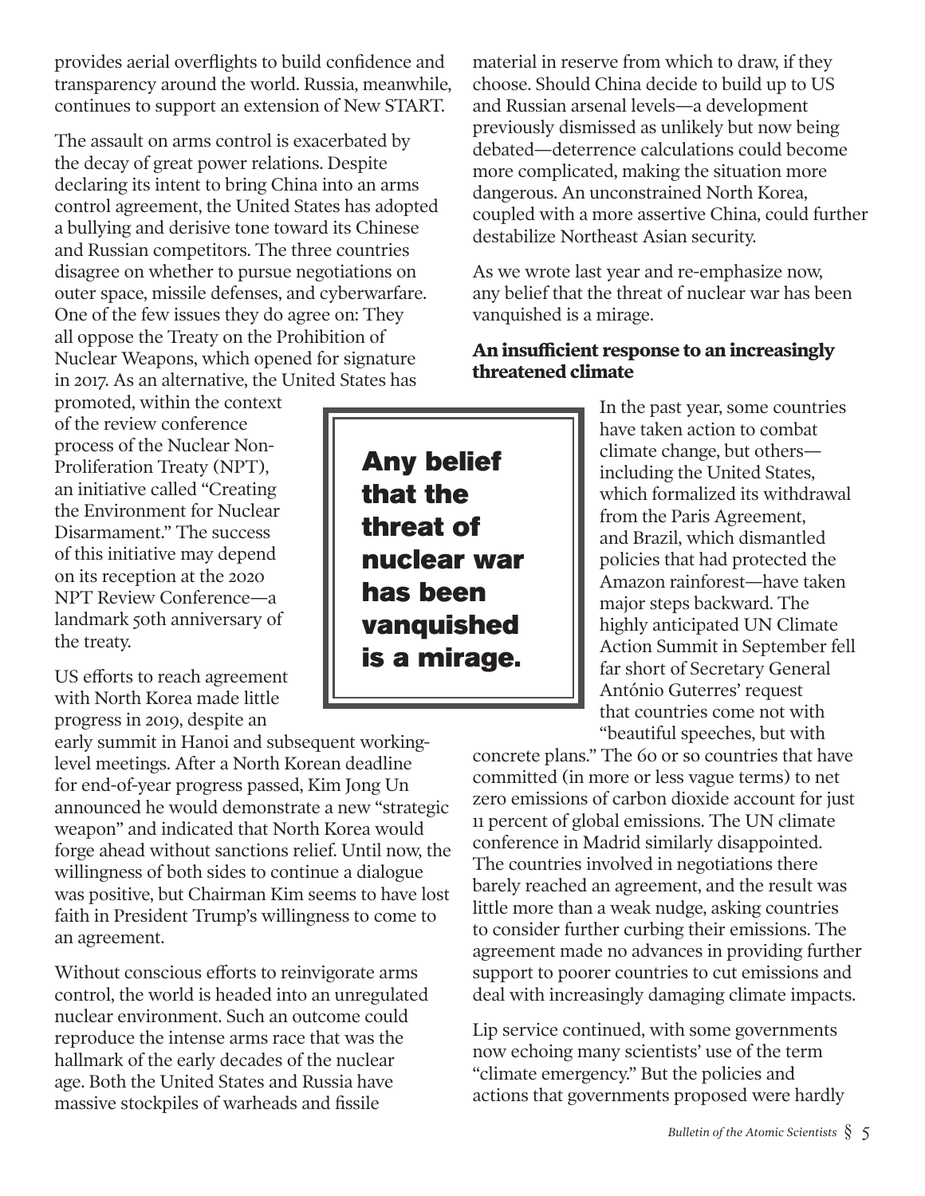provides aerial overflights to build confidence and transparency around the world. Russia, meanwhile, continues to support an extension of New START.

The assault on arms control is exacerbated by the decay of great power relations. Despite declaring its intent to bring China into an arms control agreement, the United States has adopted a bullying and derisive tone toward its Chinese and Russian competitors. The three countries disagree on whether to pursue negotiations on outer space, missile defenses, and cyberwarfare. One of the few issues they do agree on: They all oppose the Treaty on the Prohibition of Nuclear Weapons, which opened for signature in 2017. As an alternative, the United States has promoted, within the context of the review conference process of the Nuclear Non-Proliferation Treaty (NPT), an initiative called "Creating the Environment for Nuclear Disarmament." The success of this initiative may depend on its reception at the 2020 NPT Review Conference—a landmark 50th anniversary of the treaty.

US efforts to reach agreement with North Korea made little progress in 2019, despite an early summit in Hanoi and subsequent working-level meetings. After a North Korean deadline for end-of-year progress passed, Kim Jong Un announced he would demonstrate a new "strategic weapon" and indicated that North Korea would forge ahead without sanctions relief. Until now, the willingness of both sides to continue a dialogue was positive, but Chairman Kim seems to have lost faith in President Trump's willingness to come to an agreement.

Without conscious efforts to reinvigorate arms control, the world is headed into an unregulated nuclear environment. Such an outcome could reproduce the intense arms race that was the hallmark of the early decades of the nuclear age. Both the United States and Russia have massive stockpiles of warheads and fissile material in reserve from which to draw, if they choose. Should China decide to build up to US and Russian arsenal levels—a development previously dismissed as unlikely but now being debated—deterrence calculations could become more complicated, making the situation more dangerous. An unconstrained North Korea, coupled with a more assertive China, could further destabilize Northeast Asian security.

As we wrote last year and re-emphasize now, any belief that the threat of nuclear war has been vanquished is a mirage.

> **Any belief that the threat of nuclear war has been vanquished is a mirage.**

### An insufficient response to an increasingly threatened climate

In the past year, some countries have taken action to combat climate change, but others—including the United States, which formalized its withdrawal from the Paris Agreement, and Brazil, which dismantled policies that had protected the Amazon rainforest—have taken major steps backward. The highly anticipated UN Climate Action Summit in September fell far short of Secretary General António Guterres' request that countries come not with "beautiful speeches, but with concrete plans." The 60 or so countries that have committed (in more or less vague terms) to net zero emissions of carbon dioxide account for just 11 percent of global emissions. The UN climate conference in Madrid similarly disappointed. The countries involved in negotiations there barely reached an agreement, and the result was little more than a weak nudge, asking countries to consider further curbing their emissions. The agreement made no advances in providing further support to poorer countries to cut emissions and deal with increasingly damaging climate impacts.

Lip service continued, with some governments now echoing many scientists' use of the term "climate emergency." But the policies and actions that governments proposed were hardly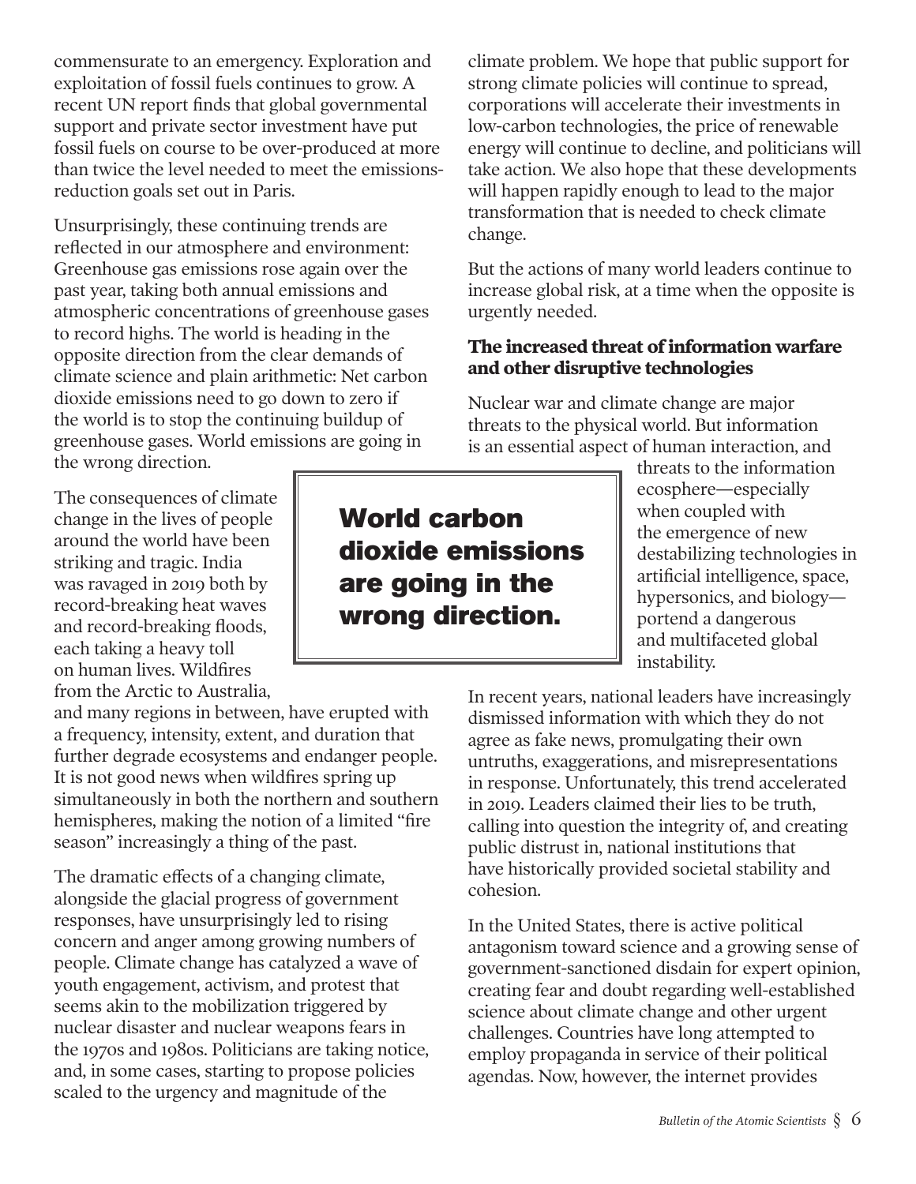commensurate to an emergency. Exploration and exploitation of fossil fuels continues to grow. A recent UN report finds that global governmental support and private sector investment have put fossil fuels on course to be over-produced at more than twice the level needed to meet the emissions-reduction goals set out in Paris.

Unsurprisingly, these continuing trends are reflected in our atmosphere and environment: Greenhouse gas emissions rose again over the past year, taking both annual emissions and atmospheric concentrations of greenhouse gases to record highs. The world is heading in the opposite direction from the clear demands of climate science and plain arithmetic: Net carbon dioxide emissions need to go down to zero if the world is to stop the continuing buildup of greenhouse gases. World emissions are going in the wrong direction.

The consequences of climate change in the lives of people around the world have been striking and tragic. India was ravaged in 2019 both by record-breaking heat waves and record-breaking floods, each taking a heavy toll on human lives. Wildfires from the Arctic to Australia, and many regions in between, have erupted with a frequency, intensity, extent, and duration that further degrade ecosystems and endanger people. It is not good news when wildfires spring up simultaneously in both the northern and southern hemispheres, making the notion of a limited "fire season" increasingly a thing of the past.

**World carbon dioxide emissions are going in the wrong direction.**

The dramatic effects of a changing climate, alongside the glacial progress of government responses, have unsurprisingly led to rising concern and anger among growing numbers of people. Climate change has catalyzed a wave of youth engagement, activism, and protest that seems akin to the mobilization triggered by nuclear disaster and nuclear weapons fears in the 1970s and 1980s. Politicians are taking notice, and, in some cases, starting to propose policies scaled to the urgency and magnitude of the climate problem. We hope that public support for strong climate policies will continue to spread, corporations will accelerate their investments in low-carbon technologies, the price of renewable energy will continue to decline, and politicians will take action. We also hope that these developments will happen rapidly enough to lead to the major transformation that is needed to check climate change.

But the actions of many world leaders continue to increase global risk, at a time when the opposite is urgently needed.

### The increased threat of information warfare and other disruptive technologies

Nuclear war and climate change are major threats to the physical world. But information is an essential aspect of human interaction, and threats to the information ecosphere—especially when coupled with the emergence of new destabilizing technologies in artificial intelligence, space, hypersonics, and biology—portend a dangerous and multifaceted global instability.

In recent years, national leaders have increasingly dismissed information with which they do not agree as fake news, promulgating their own untruths, exaggerations, and misrepresentations in response. Unfortunately, this trend accelerated in 2019. Leaders claimed their lies to be truth, calling into question the integrity of, and creating public distrust in, national institutions that have historically provided societal stability and cohesion.

In the United States, there is active political antagonism toward science and a growing sense of government-sanctioned disdain for expert opinion, creating fear and doubt regarding well-established science about climate change and other urgent challenges. Countries have long attempted to employ propaganda in service of their political agendas. Now, however, the internet provides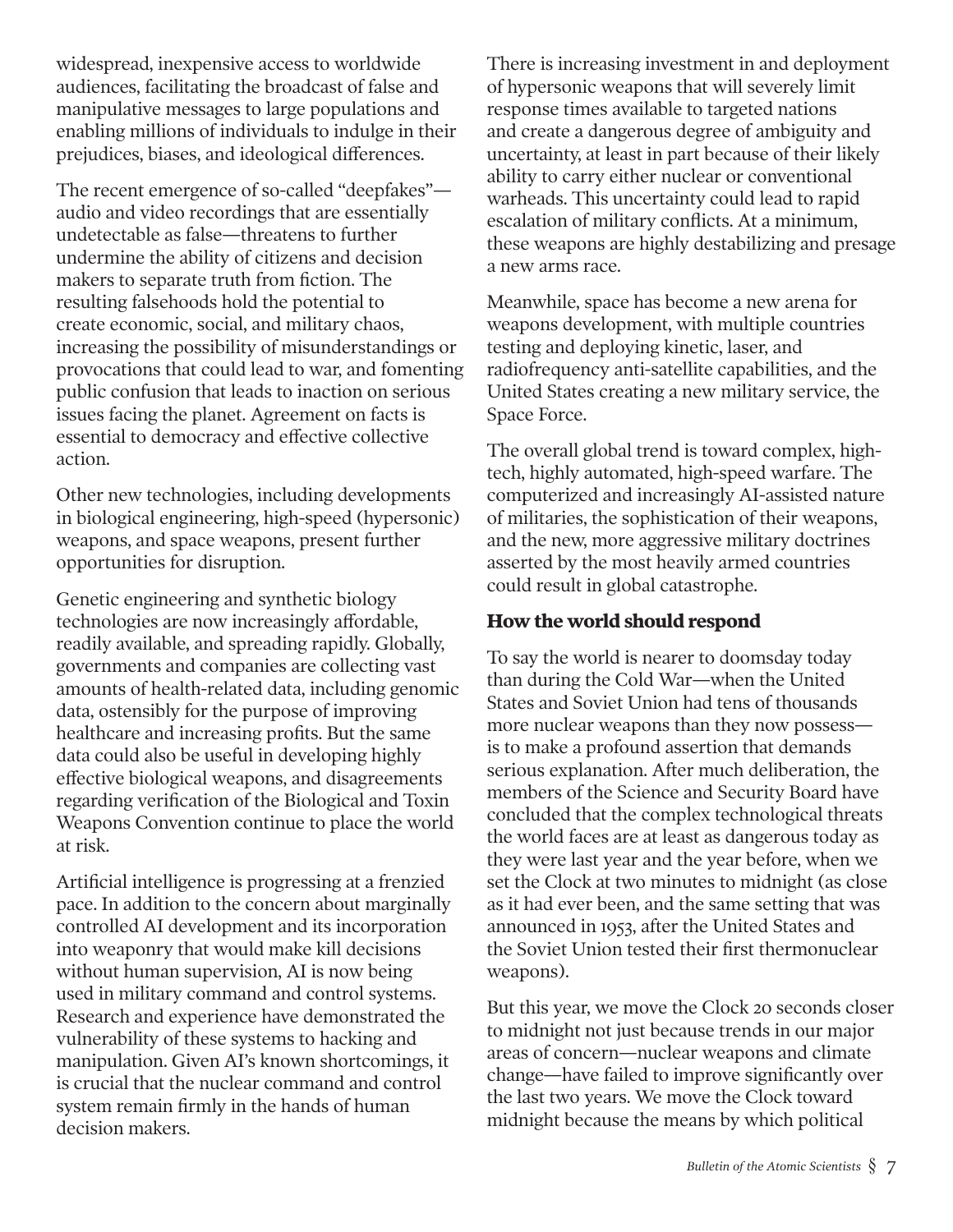widespread, inexpensive access to worldwide audiences, facilitating the broadcast of false and manipulative messages to large populations and enabling millions of individuals to indulge in their prejudices, biases, and ideological differences.

The recent emergence of so-called "deepfakes"—audio and video recordings that are essentially undetectable as false—threatens to further undermine the ability of citizens and decision makers to separate truth from fiction. The resulting falsehoods hold the potential to create economic, social, and military chaos, increasing the possibility of misunderstandings or provocations that could lead to war, and fomenting public confusion that leads to inaction on serious issues facing the planet. Agreement on facts is essential to democracy and effective collective action.

Other new technologies, including developments in biological engineering, high-speed (hypersonic) weapons, and space weapons, present further opportunities for disruption.

Genetic engineering and synthetic biology technologies are now increasingly affordable, readily available, and spreading rapidly. Globally, governments and companies are collecting vast amounts of health-related data, including genomic data, ostensibly for the purpose of improving healthcare and increasing profits. But the same data could also be useful in developing highly effective biological weapons, and disagreements regarding verification of the Biological and Toxin Weapons Convention continue to place the world at risk.

Artificial intelligence is progressing at a frenzied pace. In addition to the concern about marginally controlled AI development and its incorporation into weaponry that would make kill decisions without human supervision, AI is now being used in military command and control systems. Research and experience have demonstrated the vulnerability of these systems to hacking and manipulation. Given AI's known shortcomings, it is crucial that the nuclear command and control system remain firmly in the hands of human decision makers.

There is increasing investment in and deployment of hypersonic weapons that will severely limit response times available to targeted nations and create a dangerous degree of ambiguity and uncertainty, at least in part because of their likely ability to carry either nuclear or conventional warheads. This uncertainty could lead to rapid escalation of military conflicts. At a minimum, these weapons are highly destabilizing and presage a new arms race.

Meanwhile, space has become a new arena for weapons development, with multiple countries testing and deploying kinetic, laser, and radiofrequency anti-satellite capabilities, and the United States creating a new military service, the Space Force.

The overall global trend is toward complex, high-tech, highly automated, high-speed warfare. The computerized and increasingly AI-assisted nature of militaries, the sophistication of their weapons, and the new, more aggressive military doctrines asserted by the most heavily armed countries could result in global catastrophe.

## How the world should respond

To say the world is nearer to doomsday today than during the Cold War—when the United States and Soviet Union had tens of thousands more nuclear weapons than they now possess—is to make a profound assertion that demands serious explanation. After much deliberation, the members of the Science and Security Board have concluded that the complex technological threats the world faces are at least as dangerous today as they were last year and the year before, when we set the Clock at two minutes to midnight (as close as it had ever been, and the same setting that was announced in 1953, after the United States and the Soviet Union tested their first thermonuclear weapons).

But this year, we move the Clock 20 seconds closer to midnight not just because trends in our major areas of concern—nuclear weapons and climate change—have failed to improve significantly over the last two years. We move the Clock toward midnight because the means by which political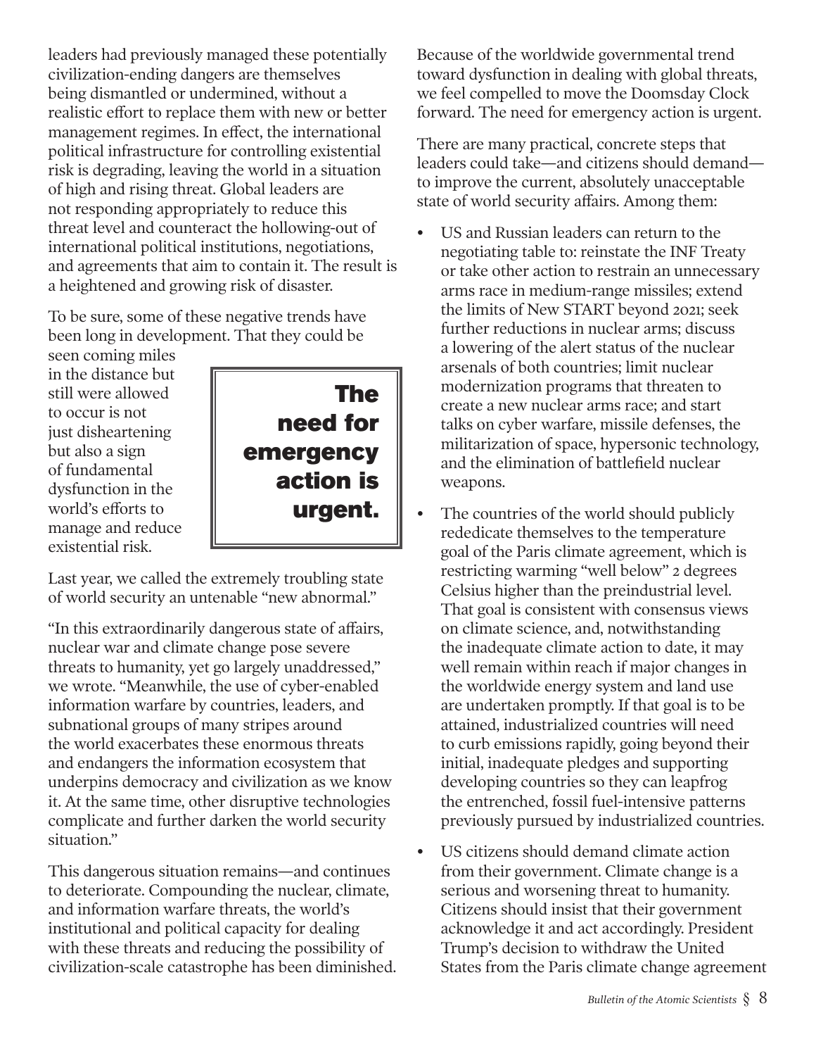leaders had previously managed these potentially civilization-ending dangers are themselves being dismantled or undermined, without a realistic effort to replace them with new or better management regimes. In effect, the international political infrastructure for controlling existential risk is degrading, leaving the world in a situation of high and rising threat. Global leaders are not responding appropriately to reduce this threat level and counteract the hollowing-out of international political institutions, negotiations, and agreements that aim to contain it. The result is a heightened and growing risk of disaster.

To be sure, some of these negative trends have been long in development. That they could be seen coming miles in the distance but still were allowed to occur is not just disheartening but also a sign of fundamental dysfunction in the world's efforts to manage and reduce existential risk.

> **The need for emergency action is urgent.**

Last year, we called the extremely troubling state of world security an untenable "new abnormal."

"In this extraordinarily dangerous state of affairs, nuclear war and climate change pose severe threats to humanity, yet go largely unaddressed," we wrote. "Meanwhile, the use of cyber-enabled information warfare by countries, leaders, and subnational groups of many stripes around the world exacerbates these enormous threats and endangers the information ecosystem that underpins democracy and civilization as we know it. At the same time, other disruptive technologies complicate and further darken the world security situation."

This dangerous situation remains—and continues to deteriorate. Compounding the nuclear, climate, and information warfare threats, the world's institutional and political capacity for dealing with these threats and reducing the possibility of civilization-scale catastrophe has been diminished.

Because of the worldwide governmental trend toward dysfunction in dealing with global threats, we feel compelled to move the Doomsday Clock forward. The need for emergency action is urgent.

There are many practical, concrete steps that leaders could take—and citizens should demand—to improve the current, absolutely unacceptable state of world security affairs. Among them:

- US and Russian leaders can return to the negotiating table to: reinstate the INF Treaty or take other action to restrain an unnecessary arms race in medium-range missiles; extend the limits of New START beyond 2021; seek further reductions in nuclear arms; discuss a lowering of the alert status of the nuclear arsenals of both countries; limit nuclear modernization programs that threaten to create a new nuclear arms race; and start talks on cyber warfare, missile defenses, the militarization of space, hypersonic technology, and the elimination of battlefield nuclear weapons.
- The countries of the world should publicly rededicate themselves to the temperature goal of the Paris climate agreement, which is restricting warming "well below" 2 degrees Celsius higher than the preindustrial level. That goal is consistent with consensus views on climate science, and, notwithstanding the inadequate climate action to date, it may well remain within reach if major changes in the worldwide energy system and land use are undertaken promptly. If that goal is to be attained, industrialized countries will need to curb emissions rapidly, going beyond their initial, inadequate pledges and supporting developing countries so they can leapfrog the entrenched, fossil fuel-intensive patterns previously pursued by industrialized countries.
- US citizens should demand climate action from their government. Climate change is a serious and worsening threat to humanity. Citizens should insist that their government acknowledge it and act accordingly. President Trump's decision to withdraw the United States from the Paris climate change agreement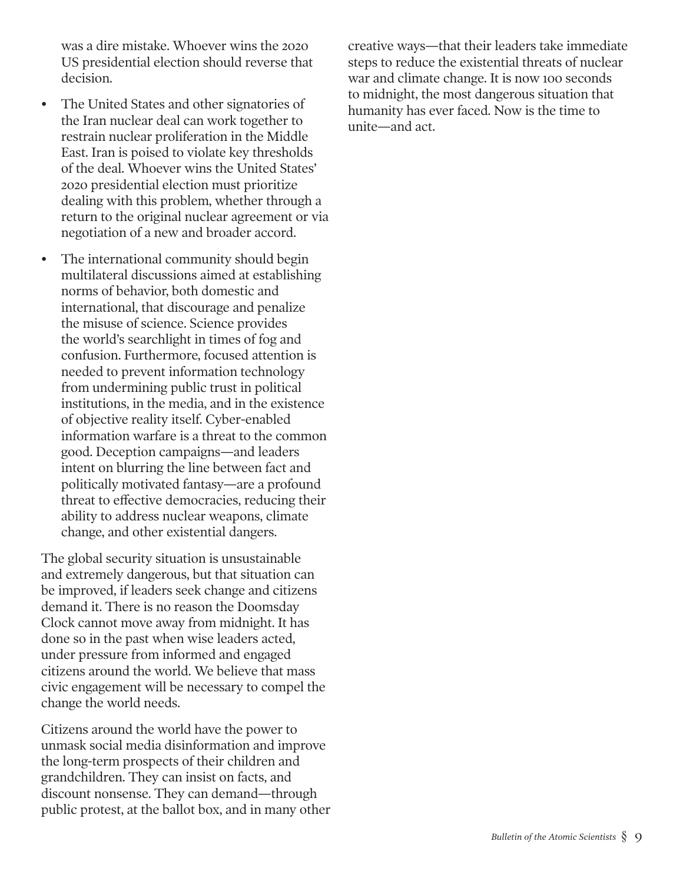was a dire mistake. Whoever wins the 2020 US presidential election should reverse that decision.

- The United States and other signatories of the Iran nuclear deal can work together to restrain nuclear proliferation in the Middle East. Iran is poised to violate key thresholds of the deal. Whoever wins the United States' 2020 presidential election must prioritize dealing with this problem, whether through a return to the original nuclear agreement or via negotiation of a new and broader accord.

- The international community should begin multilateral discussions aimed at establishing norms of behavior, both domestic and international, that discourage and penalize the misuse of science. Science provides the world's searchlight in times of fog and confusion. Furthermore, focused attention is needed to prevent information technology from undermining public trust in political institutions, in the media, and in the existence of objective reality itself. Cyber-enabled information warfare is a threat to the common good. Deception campaigns—and leaders intent on blurring the line between fact and politically motivated fantasy—are a profound threat to effective democracies, reducing their ability to address nuclear weapons, climate change, and other existential dangers.

The global security situation is unsustainable and extremely dangerous, but that situation can be improved, if leaders seek change and citizens demand it. There is no reason the Doomsday Clock cannot move away from midnight. It has done so in the past when wise leaders acted, under pressure from informed and engaged citizens around the world. We believe that mass civic engagement will be necessary to compel the change the world needs.

Citizens around the world have the power to unmask social media disinformation and improve the long-term prospects of their children and grandchildren. They can insist on facts, and discount nonsense. They can demand—through public protest, at the ballot box, and in many other creative ways—that their leaders take immediate steps to reduce the existential threats of nuclear war and climate change. It is now 100 seconds to midnight, the most dangerous situation that humanity has ever faced. Now is the time to unite—and act.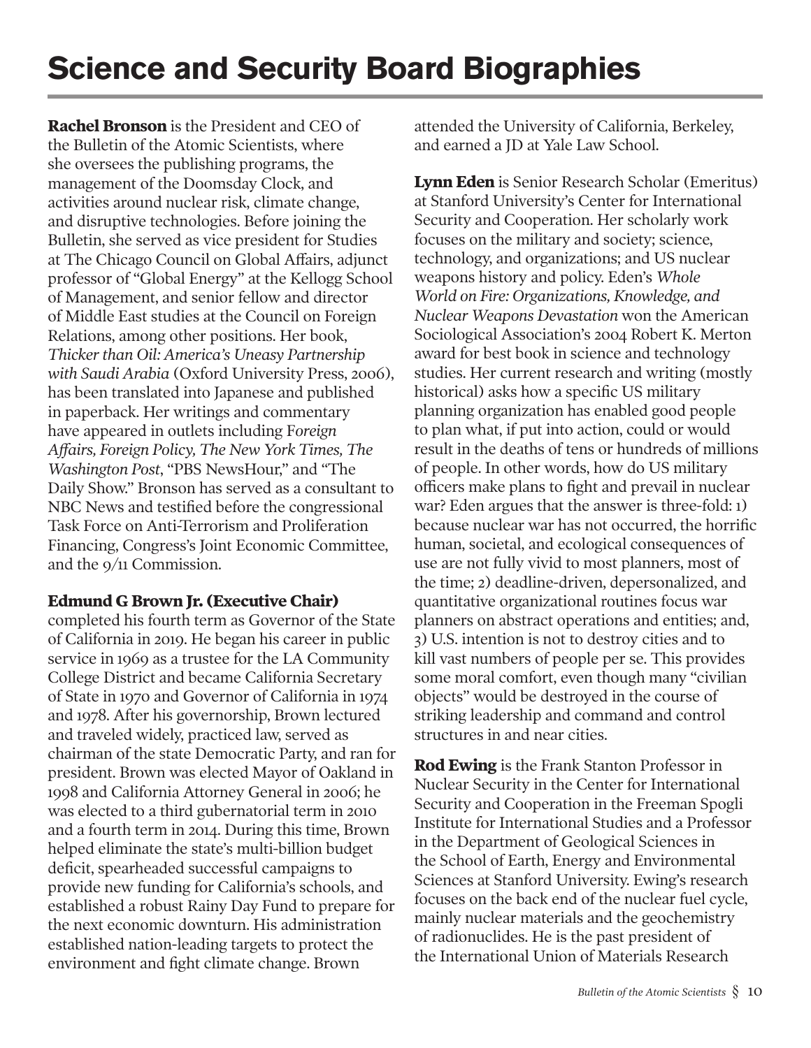# Science and Security Board Biographies

**Rachel Bronson** is the President and CEO of the Bulletin of the Atomic Scientists, where she oversees the publishing programs, the management of the Doomsday Clock, and activities around nuclear risk, climate change, and disruptive technologies. Before joining the Bulletin, she served as vice president for Studies at The Chicago Council on Global Affairs, adjunct professor of "Global Energy" at the Kellogg School of Management, and senior fellow and director of Middle East studies at the Council on Foreign Relations, among other positions. Her book, *Thicker than Oil: America's Uneasy Partnership with Saudi Arabia* (Oxford University Press, 2006), has been translated into Japanese and published in paperback. Her writings and commentary have appeared in outlets including F*oreign Affairs, Foreign Policy, The New York Times, The Washington Post*, "PBS NewsHour," and "The Daily Show." Bronson has served as a consultant to NBC News and testified before the congressional Task Force on Anti-Terrorism and Proliferation Financing, Congress's Joint Economic Committee, and the 9/11 Commission.

**Edmund G Brown Jr. (Executive Chair)** completed his fourth term as Governor of the State of California in 2019. He began his career in public service in 1969 as a trustee for the LA Community College District and became California Secretary of State in 1970 and Governor of California in 1974 and 1978. After his governorship, Brown lectured and traveled widely, practiced law, served as chairman of the state Democratic Party, and ran for president. Brown was elected Mayor of Oakland in 1998 and California Attorney General in 2006; he was elected to a third gubernatorial term in 2010 and a fourth term in 2014. During this time, Brown helped eliminate the state's multi-billion budget deficit, spearheaded successful campaigns to provide new funding for California's schools, and established a robust Rainy Day Fund to prepare for the next economic downturn. His administration established nation-leading targets to protect the environment and fight climate change. Brown attended the University of California, Berkeley, and earned a JD at Yale Law School.

**Lynn Eden** is Senior Research Scholar (Emeritus) at Stanford University's Center for International Security and Cooperation. Her scholarly work focuses on the military and society; science, technology, and organizations; and US nuclear weapons history and policy. Eden's *Whole World on Fire: Organizations, Knowledge, and Nuclear Weapons Devastation* won the American Sociological Association's 2004 Robert K. Merton award for best book in science and technology studies. Her current research and writing (mostly historical) asks how a specific US military planning organization has enabled good people to plan what, if put into action, could or would result in the deaths of tens or hundreds of millions of people. In other words, how do US military officers make plans to fight and prevail in nuclear war? Eden argues that the answer is three-fold: 1) because nuclear war has not occurred, the horrific human, societal, and ecological consequences of use are not fully vivid to most planners, most of the time; 2) deadline-driven, depersonalized, and quantitative organizational routines focus war planners on abstract operations and entities; and, 3) U.S. intention is not to destroy cities and to kill vast numbers of people per se. This provides some moral comfort, even though many "civilian objects" would be destroyed in the course of striking leadership and command and control structures in and near cities.

**Rod Ewing** is the Frank Stanton Professor in Nuclear Security in the Center for International Security and Cooperation in the Freeman Spogli Institute for International Studies and a Professor in the Department of Geological Sciences in the School of Earth, Energy and Environmental Sciences at Stanford University. Ewing's research focuses on the back end of the nuclear fuel cycle, mainly nuclear materials and the geochemistry of radionuclides. He is the past president of the International Union of Materials Research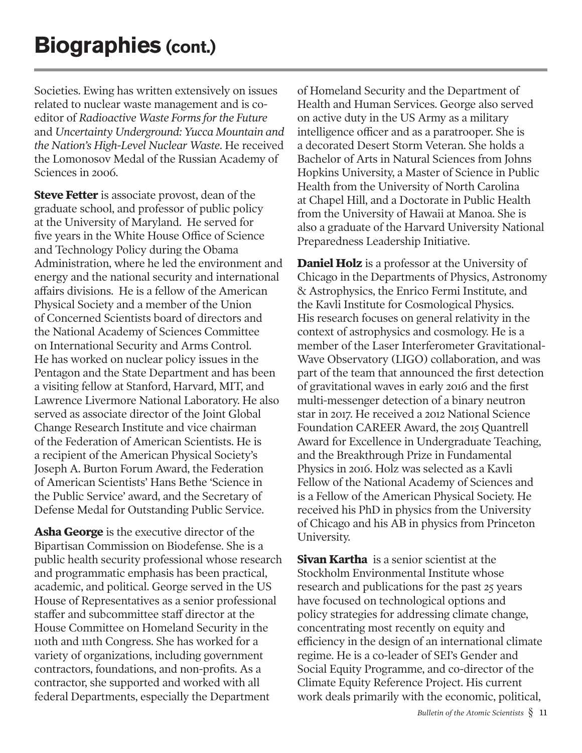# Biographies (cont.)

Societies. Ewing has written extensively on issues related to nuclear waste management and is co-editor of *Radioactive Waste Forms for the Future* and *Uncertainty Underground: Yucca Mountain and the Nation's High-Level Nuclear Waste*. He received the Lomonosov Medal of the Russian Academy of Sciences in 2006.

**Steve Fetter** is associate provost, dean of the graduate school, and professor of public policy at the University of Maryland. He served for five years in the White House Office of Science and Technology Policy during the Obama Administration, where he led the environment and energy and the national security and international affairs divisions. He is a fellow of the American Physical Society and a member of the Union of Concerned Scientists board of directors and the National Academy of Sciences Committee on International Security and Arms Control. He has worked on nuclear policy issues in the Pentagon and the State Department and has been a visiting fellow at Stanford, Harvard, MIT, and Lawrence Livermore National Laboratory. He also served as associate director of the Joint Global Change Research Institute and vice chairman of the Federation of American Scientists. He is a recipient of the American Physical Society's Joseph A. Burton Forum Award, the Federation of American Scientists' Hans Bethe 'Science in the Public Service' award, and the Secretary of Defense Medal for Outstanding Public Service.

**Asha George** is the executive director of the Bipartisan Commission on Biodefense. She is a public health security professional whose research and programmatic emphasis has been practical, academic, and political. George served in the US House of Representatives as a senior professional staffer and subcommittee staff director at the House Committee on Homeland Security in the 110th and 111th Congress. She has worked for a variety of organizations, including government contractors, foundations, and non-profits. As a contractor, she supported and worked with all federal Departments, especially the Department of Homeland Security and the Department of Health and Human Services. George also served on active duty in the US Army as a military intelligence officer and as a paratrooper. She is a decorated Desert Storm Veteran. She holds a Bachelor of Arts in Natural Sciences from Johns Hopkins University, a Master of Science in Public Health from the University of North Carolina at Chapel Hill, and a Doctorate in Public Health from the University of Hawaii at Manoa. She is also a graduate of the Harvard University National Preparedness Leadership Initiative.

**Daniel Holz** is a professor at the University of Chicago in the Departments of Physics, Astronomy & Astrophysics, the Enrico Fermi Institute, and the Kavli Institute for Cosmological Physics. His research focuses on general relativity in the context of astrophysics and cosmology. He is a member of the Laser Interferometer Gravitational-Wave Observatory (LIGO) collaboration, and was part of the team that announced the first detection of gravitational waves in early 2016 and the first multi-messenger detection of a binary neutron star in 2017. He received a 2012 National Science Foundation CAREER Award, the 2015 Quantrell Award for Excellence in Undergraduate Teaching, and the Breakthrough Prize in Fundamental Physics in 2016. Holz was selected as a Kavli Fellow of the National Academy of Sciences and is a Fellow of the American Physical Society. He received his PhD in physics from the University of Chicago and his AB in physics from Princeton University.

**Sivan Kartha** is a senior scientist at the Stockholm Environmental Institute whose research and publications for the past 25 years have focused on technological options and policy strategies for addressing climate change, concentrating most recently on equity and efficiency in the design of an international climate regime. He is a co-leader of SEI's Gender and Social Equity Programme, and co-director of the Climate Equity Reference Project. His current work deals primarily with the economic, political,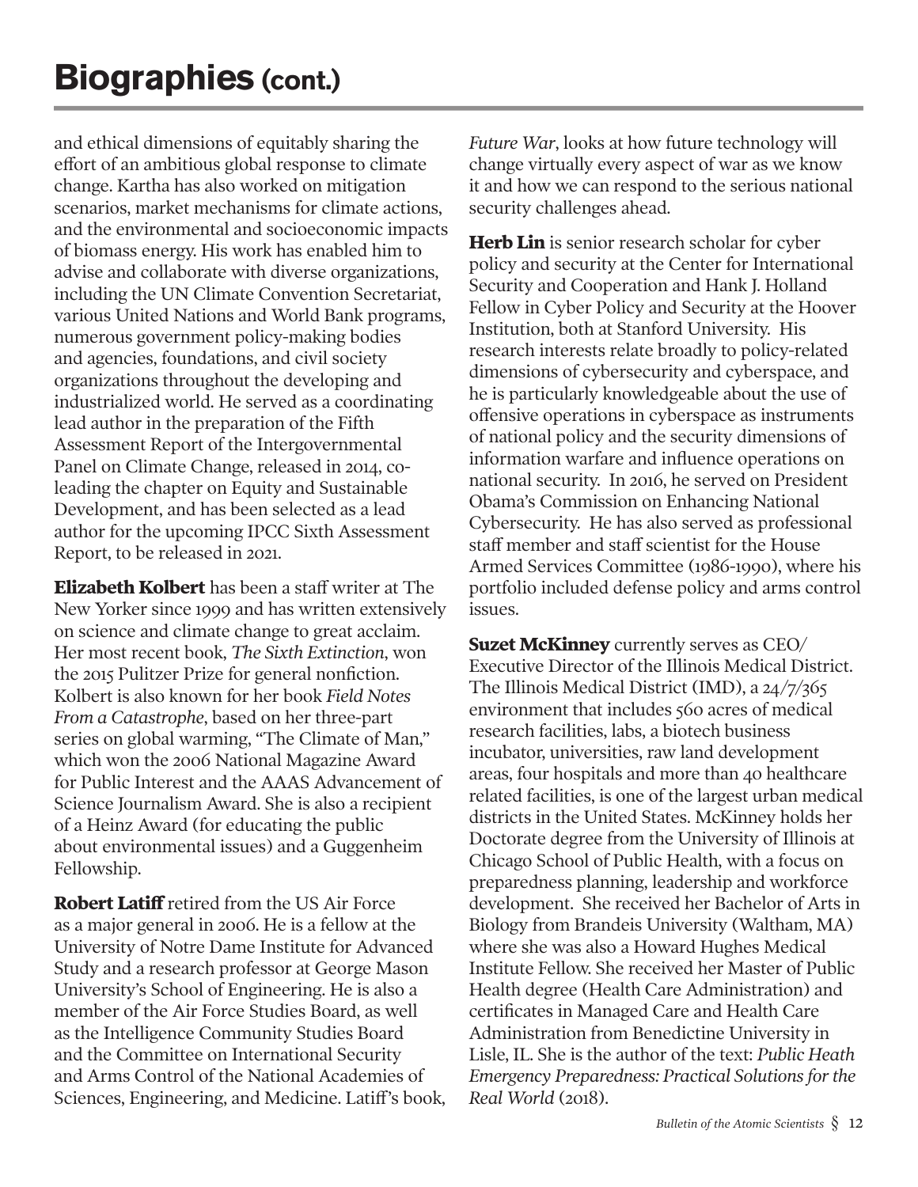# Biographies (cont.)

and ethical dimensions of equitably sharing the effort of an ambitious global response to climate change. Kartha has also worked on mitigation scenarios, market mechanisms for climate actions, and the environmental and socioeconomic impacts of biomass energy. His work has enabled him to advise and collaborate with diverse organizations, including the UN Climate Convention Secretariat, various United Nations and World Bank programs, numerous government policy-making bodies and agencies, foundations, and civil society organizations throughout the developing and industrialized world. He served as a coordinating lead author in the preparation of the Fifth Assessment Report of the Intergovernmental Panel on Climate Change, released in 2014, co-leading the chapter on Equity and Sustainable Development, and has been selected as a lead author for the upcoming IPCC Sixth Assessment Report, to be released in 2021.

**Elizabeth Kolbert** has been a staff writer at The New Yorker since 1999 and has written extensively on science and climate change to great acclaim. Her most recent book, *The Sixth Extinction*, won the 2015 Pulitzer Prize for general nonfiction. Kolbert is also known for her book *Field Notes From a Catastrophe*, based on her three-part series on global warming, "The Climate of Man," which won the 2006 National Magazine Award for Public Interest and the AAAS Advancement of Science Journalism Award. She is also a recipient of a Heinz Award (for educating the public about environmental issues) and a Guggenheim Fellowship.

**Robert Latiff** retired from the US Air Force as a major general in 2006. He is a fellow at the University of Notre Dame Institute for Advanced Study and a research professor at George Mason University's School of Engineering. He is also a member of the Air Force Studies Board, as well as the Intelligence Community Studies Board and the Committee on International Security and Arms Control of the National Academies of Sciences, Engineering, and Medicine. Latiff's book, *Future War*, looks at how future technology will change virtually every aspect of war as we know it and how we can respond to the serious national security challenges ahead.

**Herb Lin** is senior research scholar for cyber policy and security at the Center for International Security and Cooperation and Hank J. Holland Fellow in Cyber Policy and Security at the Hoover Institution, both at Stanford University. His research interests relate broadly to policy-related dimensions of cybersecurity and cyberspace, and he is particularly knowledgeable about the use of offensive operations in cyberspace as instruments of national policy and the security dimensions of information warfare and influence operations on national security. In 2016, he served on President Obama's Commission on Enhancing National Cybersecurity. He has also served as professional staff member and staff scientist for the House Armed Services Committee (1986-1990), where his portfolio included defense policy and arms control issues.

**Suzet McKinney** currently serves as CEO/ Executive Director of the Illinois Medical District. The Illinois Medical District (IMD), a 24/7/365 environment that includes 560 acres of medical research facilities, labs, a biotech business incubator, universities, raw land development areas, four hospitals and more than 40 healthcare related facilities, is one of the largest urban medical districts in the United States. McKinney holds her Doctorate degree from the University of Illinois at Chicago School of Public Health, with a focus on preparedness planning, leadership and workforce development. She received her Bachelor of Arts in Biology from Brandeis University (Waltham, MA) where she was also a Howard Hughes Medical Institute Fellow. She received her Master of Public Health degree (Health Care Administration) and certificates in Managed Care and Health Care Administration from Benedictine University in Lisle, IL. She is the author of the text: *Public Heath Emergency Preparedness: Practical Solutions for the Real World* (2018).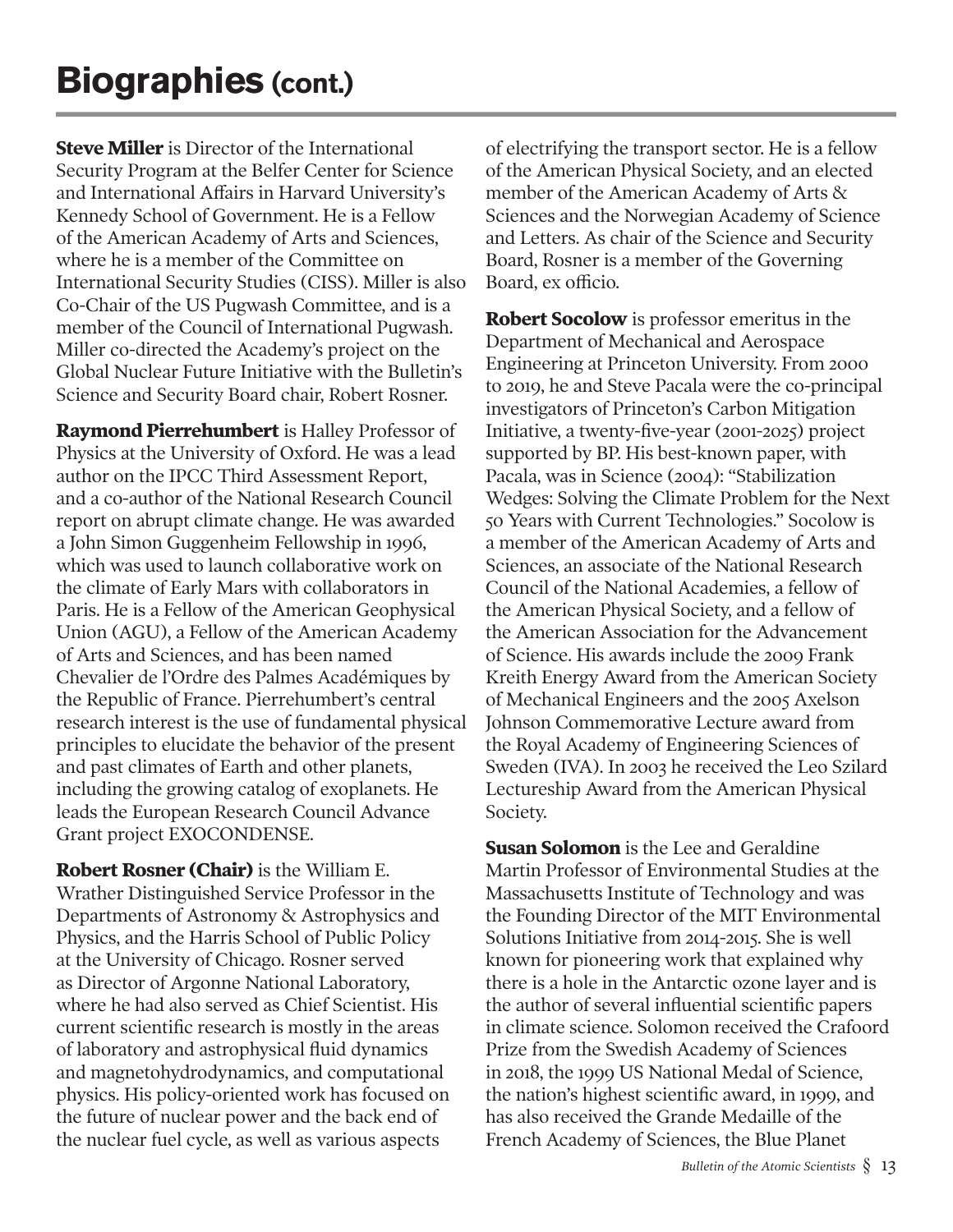# Biographies (cont.)

**Steve Miller** is Director of the International Security Program at the Belfer Center for Science and International Affairs in Harvard University's Kennedy School of Government. He is a Fellow of the American Academy of Arts and Sciences, where he is a member of the Committee on International Security Studies (CISS). Miller is also Co-Chair of the US Pugwash Committee, and is a member of the Council of International Pugwash. Miller co-directed the Academy's project on the Global Nuclear Future Initiative with the Bulletin's Science and Security Board chair, Robert Rosner.

**Raymond Pierrehumbert** is Halley Professor of Physics at the University of Oxford. He was a lead author on the IPCC Third Assessment Report, and a co-author of the National Research Council report on abrupt climate change. He was awarded a John Simon Guggenheim Fellowship in 1996, which was used to launch collaborative work on the climate of Early Mars with collaborators in Paris. He is a Fellow of the American Geophysical Union (AGU), a Fellow of the American Academy of Arts and Sciences, and has been named Chevalier de l'Ordre des Palmes Académiques by the Republic of France. Pierrehumbert's central research interest is the use of fundamental physical principles to elucidate the behavior of the present and past climates of Earth and other planets, including the growing catalog of exoplanets. He leads the European Research Council Advance Grant project EXOCONDENSE.

**Robert Rosner (Chair)** is the William E. Wrather Distinguished Service Professor in the Departments of Astronomy & Astrophysics and Physics, and the Harris School of Public Policy at the University of Chicago. Rosner served as Director of Argonne National Laboratory, where he had also served as Chief Scientist. His current scientific research is mostly in the areas of laboratory and astrophysical fluid dynamics and magnetohydrodynamics, and computational physics. His policy-oriented work has focused on the future of nuclear power and the back end of the nuclear fuel cycle, as well as various aspects of electrifying the transport sector. He is a fellow of the American Physical Society, and an elected member of the American Academy of Arts & Sciences and the Norwegian Academy of Science and Letters. As chair of the Science and Security Board, Rosner is a member of the Governing Board, ex officio.

**Robert Socolow** is professor emeritus in the Department of Mechanical and Aerospace Engineering at Princeton University. From 2000 to 2019, he and Steve Pacala were the co-principal investigators of Princeton's Carbon Mitigation Initiative, a twenty-five-year (2001-2025) project supported by BP. His best-known paper, with Pacala, was in Science (2004): "Stabilization Wedges: Solving the Climate Problem for the Next 50 Years with Current Technologies." Socolow is a member of the American Academy of Arts and Sciences, an associate of the National Research Council of the National Academies, a fellow of the American Physical Society, and a fellow of the American Association for the Advancement of Science. His awards include the 2009 Frank Kreith Energy Award from the American Society of Mechanical Engineers and the 2005 Axelson Johnson Commemorative Lecture award from the Royal Academy of Engineering Sciences of Sweden (IVA). In 2003 he received the Leo Szilard Lectureship Award from the American Physical Society.

**Susan Solomon** is the Lee and Geraldine Martin Professor of Environmental Studies at the Massachusetts Institute of Technology and was the Founding Director of the MIT Environmental Solutions Initiative from 2014-2015. She is well known for pioneering work that explained why there is a hole in the Antarctic ozone layer and is the author of several influential scientific papers in climate science. Solomon received the Crafoord Prize from the Swedish Academy of Sciences in 2018, the 1999 US National Medal of Science, the nation's highest scientific award, in 1999, and has also received the Grande Medaille of the French Academy of Sciences, the Blue Planet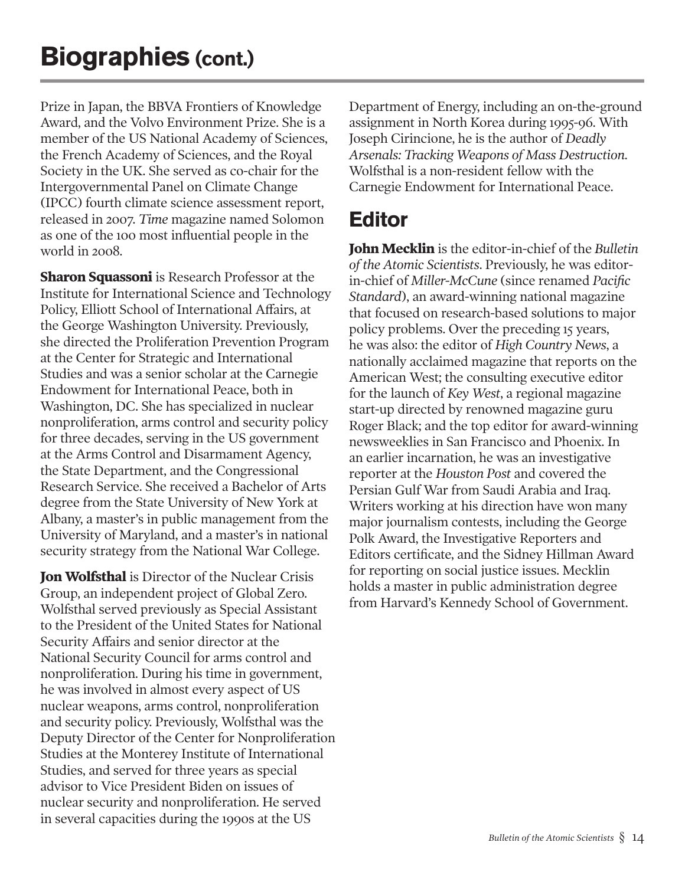# Biographies (cont.)

Prize in Japan, the BBVA Frontiers of Knowledge Award, and the Volvo Environment Prize. She is a member of the US National Academy of Sciences, the French Academy of Sciences, and the Royal Society in the UK. She served as co-chair for the Intergovernmental Panel on Climate Change (IPCC) fourth climate science assessment report, released in 2007. *Time* magazine named Solomon as one of the 100 most influential people in the world in 2008.

**Sharon Squassoni** is Research Professor at the Institute for International Science and Technology Policy, Elliott School of International Affairs, at the George Washington University. Previously, she directed the Proliferation Prevention Program at the Center for Strategic and International Studies and was a senior scholar at the Carnegie Endowment for International Peace, both in Washington, DC. She has specialized in nuclear nonproliferation, arms control and security policy for three decades, serving in the US government at the Arms Control and Disarmament Agency, the State Department, and the Congressional Research Service. She received a Bachelor of Arts degree from the State University of New York at Albany, a master's in public management from the University of Maryland, and a master's in national security strategy from the National War College.

**Jon Wolfsthal** is Director of the Nuclear Crisis Group, an independent project of Global Zero. Wolfsthal served previously as Special Assistant to the President of the United States for National Security Affairs and senior director at the National Security Council for arms control and nonproliferation. During his time in government, he was involved in almost every aspect of US nuclear weapons, arms control, nonproliferation and security policy. Previously, Wolfsthal was the Deputy Director of the Center for Nonproliferation Studies at the Monterey Institute of International Studies, and served for three years as special advisor to Vice President Biden on issues of nuclear security and nonproliferation. He served in several capacities during the 1990s at the US Department of Energy, including an on-the-ground assignment in North Korea during 1995-96. With Joseph Cirincione, he is the author of *Deadly Arsenals: Tracking Weapons of Mass Destruction.* Wolfsthal is a non-resident fellow with the Carnegie Endowment for International Peace.

## Editor

**John Mecklin** is the editor-in-chief of the *Bulletin of the Atomic Scientists*. Previously, he was editor-in-chief of *Miller-McCune* (since renamed *Pacific Standard*), an award-winning national magazine that focused on research-based solutions to major policy problems. Over the preceding 15 years, he was also: the editor of *High Country News*, a nationally acclaimed magazine that reports on the American West; the consulting executive editor for the launch of *Key West*, a regional magazine start-up directed by renowned magazine guru Roger Black; and the top editor for award-winning newsweeklies in San Francisco and Phoenix. In an earlier incarnation, he was an investigative reporter at the *Houston Post* and covered the Persian Gulf War from Saudi Arabia and Iraq. Writers working at his direction have won many major journalism contests, including the George Polk Award, the Investigative Reporters and Editors certificate, and the Sidney Hillman Award for reporting on social justice issues. Mecklin holds a master in public administration degree from Harvard's Kennedy School of Government.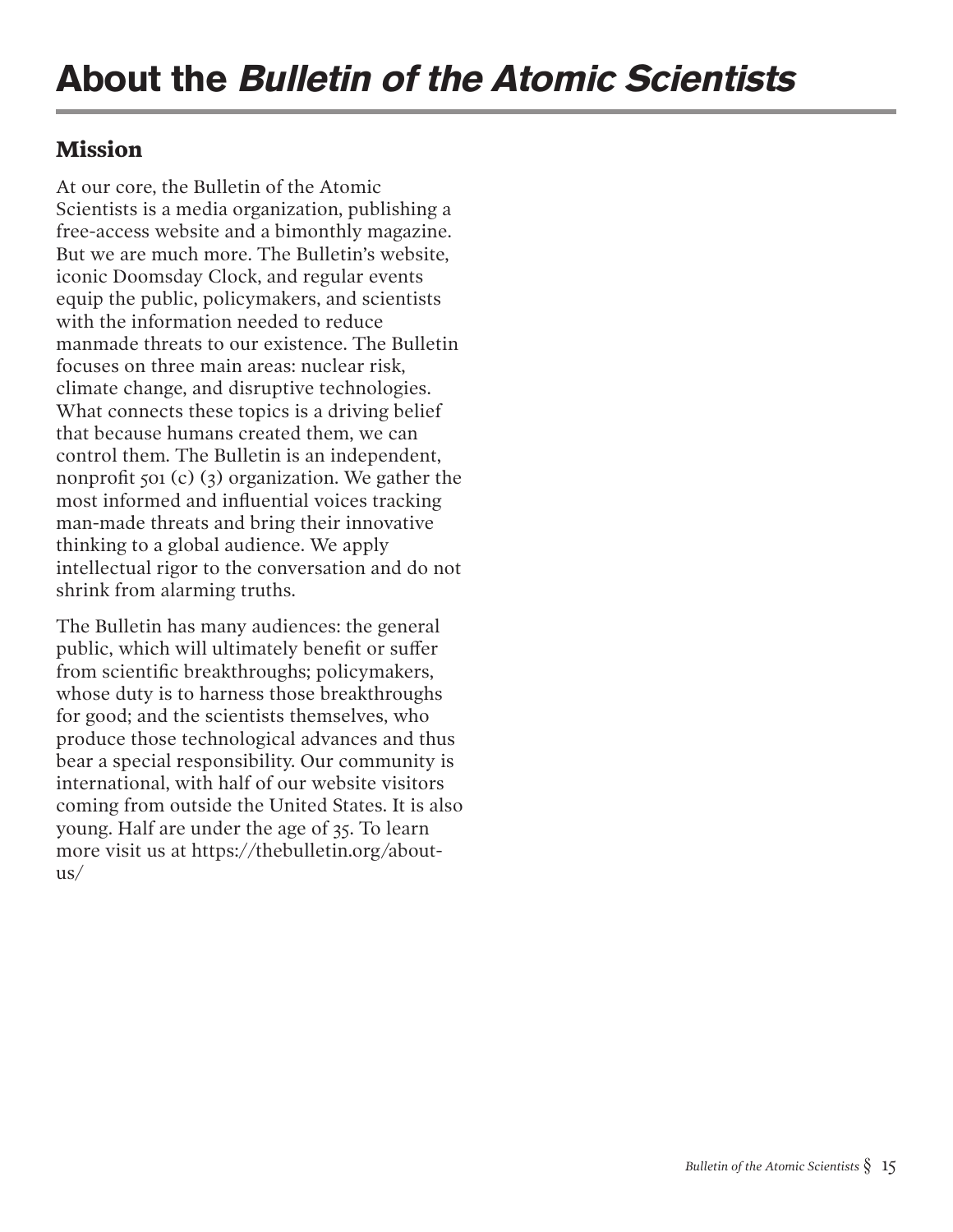# About the *Bulletin of the Atomic Scientists*

## Mission

At our core, the Bulletin of the Atomic Scientists is a media organization, publishing a free-access website and a bimonthly magazine. But we are much more. The Bulletin's website, iconic Doomsday Clock, and regular events equip the public, policymakers, and scientists with the information needed to reduce manmade threats to our existence. The Bulletin focuses on three main areas: nuclear risk, climate change, and disruptive technologies. What connects these topics is a driving belief that because humans created them, we can control them. The Bulletin is an independent, nonprofit 501 (c) (3) organization. We gather the most informed and influential voices tracking man-made threats and bring their innovative thinking to a global audience. We apply intellectual rigor to the conversation and do not shrink from alarming truths.

The Bulletin has many audiences: the general public, which will ultimately benefit or suffer from scientific breakthroughs; policymakers, whose duty is to harness those breakthroughs for good; and the scientists themselves, who produce those technological advances and thus bear a special responsibility. Our community is international, with half of our website visitors coming from outside the United States. It is also young. Half are under the age of 35. To learn more visit us at https://thebulletin.org/about-us/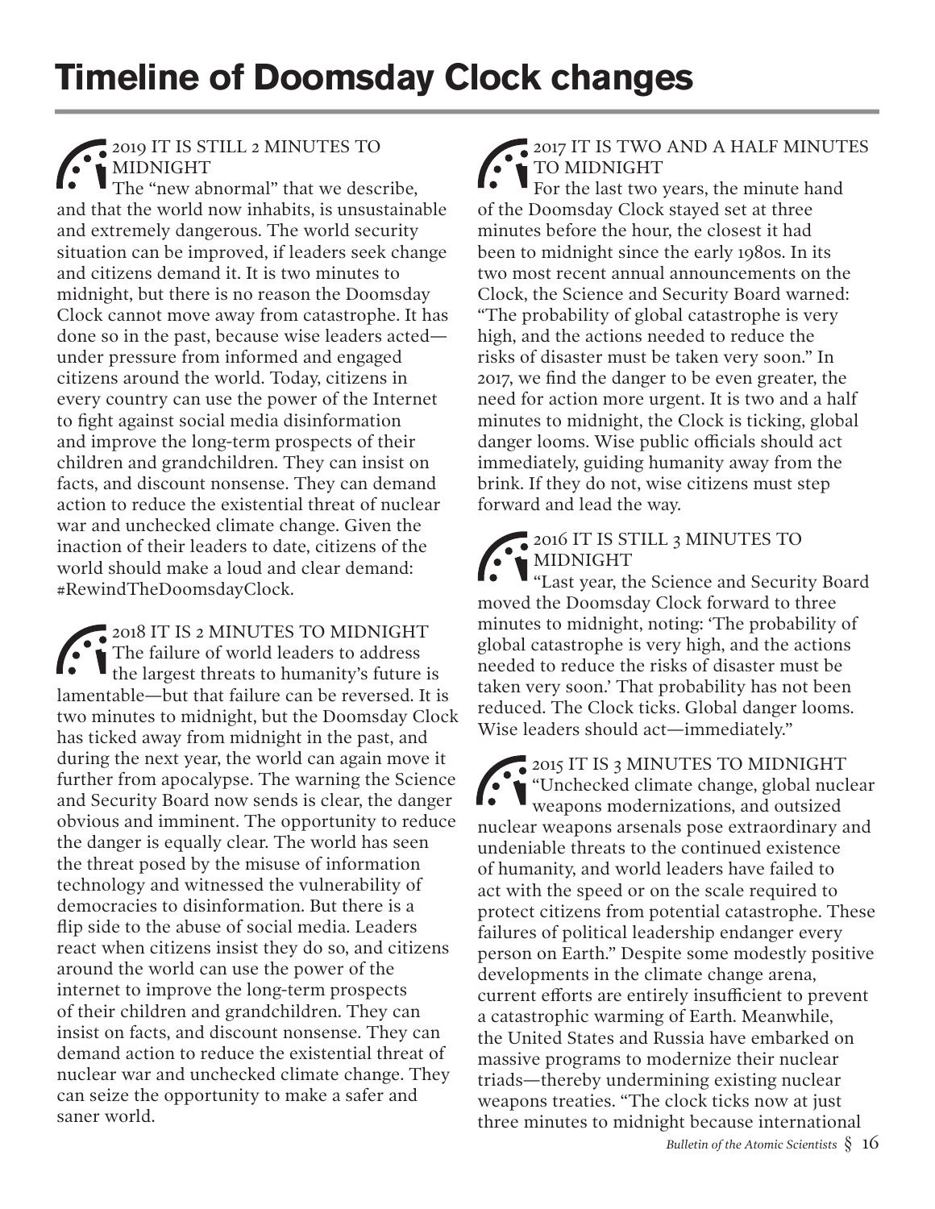# Timeline of Doomsday Clock changes

### 2019 IT IS STILL 2 MINUTES TO MIDNIGHT

The "new abnormal" that we describe, and that the world now inhabits, is unsustainable and extremely dangerous. The world security situation can be improved, if leaders seek change and citizens demand it. It is two minutes to midnight, but there is no reason the Doomsday Clock cannot move away from catastrophe. It has done so in the past, because wise leaders acted—under pressure from informed and engaged citizens around the world. Today, citizens in every country can use the power of the Internet to fight against social media disinformation and improve the long-term prospects of their children and grandchildren. They can insist on facts, and discount nonsense. They can demand action to reduce the existential threat of nuclear war and unchecked climate change. Given the inaction of their leaders to date, citizens of the world should make a loud and clear demand: #RewindTheDoomsdayClock.

### 2018 IT IS 2 MINUTES TO MIDNIGHT

The failure of world leaders to address the largest threats to humanity's future is lamentable—but that failure can be reversed. It is two minutes to midnight, but the Doomsday Clock has ticked away from midnight in the past, and during the next year, the world can again move it further from apocalypse. The warning the Science and Security Board now sends is clear, the danger obvious and imminent. The opportunity to reduce the danger is equally clear. The world has seen the threat posed by the misuse of information technology and witnessed the vulnerability of democracies to disinformation. But there is a flip side to the abuse of social media. Leaders react when citizens insist they do so, and citizens around the world can use the power of the internet to improve the long-term prospects of their children and grandchildren. They can insist on facts, and discount nonsense. They can demand action to reduce the existential threat of nuclear war and unchecked climate change. They can seize the opportunity to make a safer and saner world.

### 2017 IT IS TWO AND A HALF MINUTES TO MIDNIGHT

For the last two years, the minute hand of the Doomsday Clock stayed set at three minutes before the hour, the closest it had been to midnight since the early 1980s. In its two most recent annual announcements on the Clock, the Science and Security Board warned: "The probability of global catastrophe is very high, and the actions needed to reduce the risks of disaster must be taken very soon." In 2017, we find the danger to be even greater, the need for action more urgent. It is two and a half minutes to midnight, the Clock is ticking, global danger looms. Wise public officials should act immediately, guiding humanity away from the brink. If they do not, wise citizens must step forward and lead the way.

### 2016 IT IS STILL 3 MINUTES TO MIDNIGHT

"Last year, the Science and Security Board moved the Doomsday Clock forward to three minutes to midnight, noting: 'The probability of global catastrophe is very high, and the actions needed to reduce the risks of disaster must be taken very soon.' That probability has not been reduced. The Clock ticks. Global danger looms. Wise leaders should act—immediately."

### 2015 IT IS 3 MINUTES TO MIDNIGHT

"Unchecked climate change, global nuclear weapons modernizations, and outsized nuclear weapons arsenals pose extraordinary and undeniable threats to the continued existence of humanity, and world leaders have failed to act with the speed or on the scale required to protect citizens from potential catastrophe. These failures of political leadership endanger every person on Earth." Despite some modestly positive developments in the climate change arena, current efforts are entirely insufficient to prevent a catastrophic warming of Earth. Meanwhile, the United States and Russia have embarked on massive programs to modernize their nuclear triads—thereby undermining existing nuclear weapons treaties. "The clock ticks now at just three minutes to midnight because international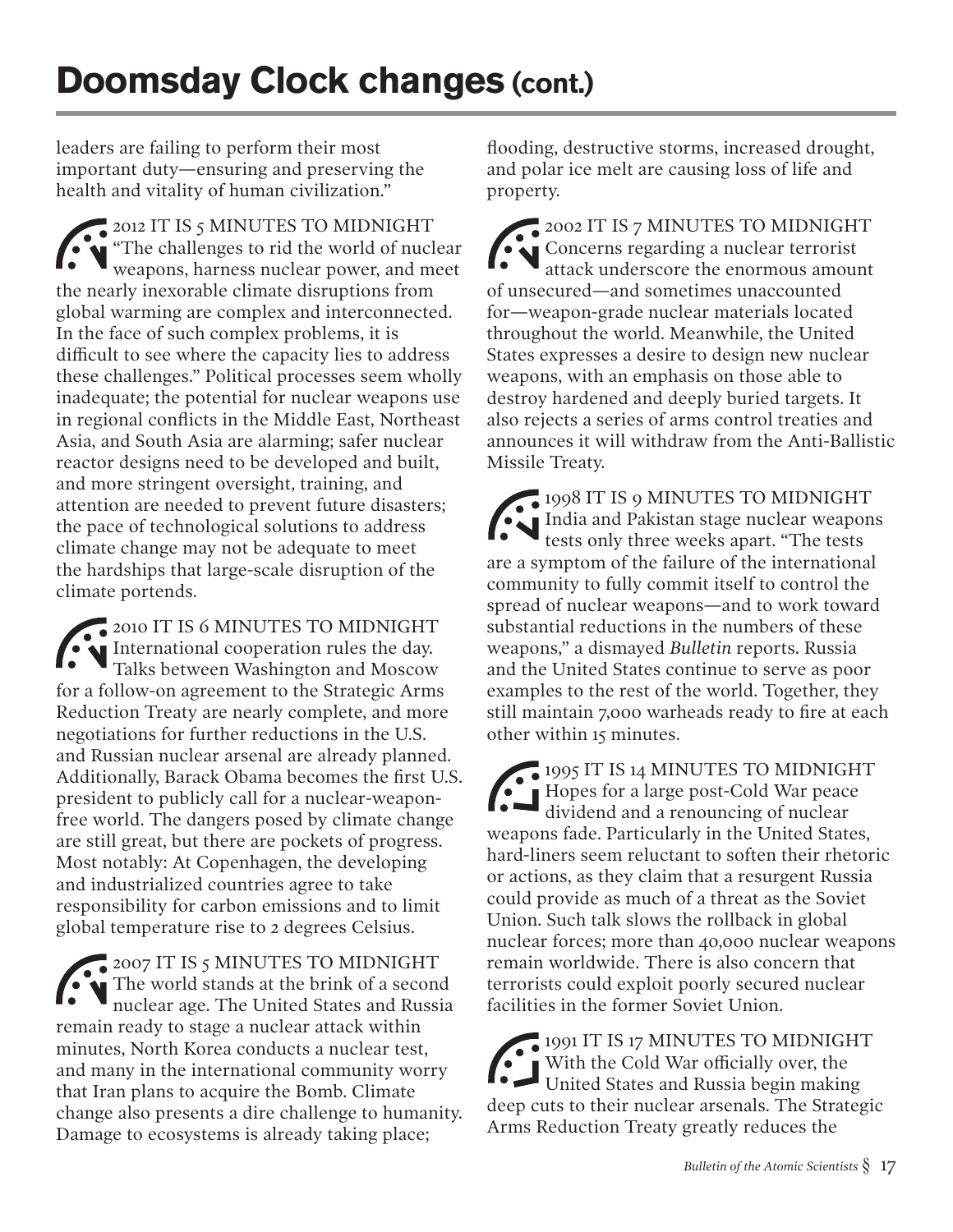# Doomsday Clock changes (cont.)

leaders are failing to perform their most important duty—ensuring and preserving the health and vitality of human civilization."

2012 IT IS 5 MINUTES TO MIDNIGHT "The challenges to rid the world of nuclear weapons, harness nuclear power, and meet the nearly inexorable climate disruptions from global warming are complex and interconnected. In the face of such complex problems, it is difficult to see where the capacity lies to address these challenges." Political processes seem wholly inadequate; the potential for nuclear weapons use in regional conflicts in the Middle East, Northeast Asia, and South Asia are alarming; safer nuclear reactor designs need to be developed and built, and more stringent oversight, training, and attention are needed to prevent future disasters; the pace of technological solutions to address climate change may not be adequate to meet the hardships that large-scale disruption of the climate portends.

2010 IT IS 6 MINUTES TO MIDNIGHT International cooperation rules the day. Talks between Washington and Moscow for a follow-on agreement to the Strategic Arms Reduction Treaty are nearly complete, and more negotiations for further reductions in the U.S. and Russian nuclear arsenal are already planned. Additionally, Barack Obama becomes the first U.S. president to publicly call for a nuclear-weapon-free world. The dangers posed by climate change are still great, but there are pockets of progress. Most notably: At Copenhagen, the developing and industrialized countries agree to take responsibility for carbon emissions and to limit global temperature rise to 2 degrees Celsius.

2007 IT IS 5 MINUTES TO MIDNIGHT The world stands at the brink of a second nuclear age. The United States and Russia remain ready to stage a nuclear attack within minutes, North Korea conducts a nuclear test, and many in the international community worry that Iran plans to acquire the Bomb. Climate change also presents a dire challenge to humanity. Damage to ecosystems is already taking place; flooding, destructive storms, increased drought, and polar ice melt are causing loss of life and property.

2002 IT IS 7 MINUTES TO MIDNIGHT Concerns regarding a nuclear terrorist attack underscore the enormous amount of unsecured—and sometimes unaccounted for—weapon-grade nuclear materials located throughout the world. Meanwhile, the United States expresses a desire to design new nuclear weapons, with an emphasis on those able to destroy hardened and deeply buried targets. It also rejects a series of arms control treaties and announces it will withdraw from the Anti-Ballistic Missile Treaty.

1998 IT IS 9 MINUTES TO MIDNIGHT India and Pakistan stage nuclear weapons tests only three weeks apart. "The tests are a symptom of the failure of the international community to fully commit itself to control the spread of nuclear weapons—and to work toward substantial reductions in the numbers of these weapons," a dismayed *Bulletin* reports. Russia and the United States continue to serve as poor examples to the rest of the world. Together, they still maintain 7,000 warheads ready to fire at each other within 15 minutes.

1995 IT IS 14 MINUTES TO MIDNIGHT Hopes for a large post-Cold War peace dividend and a renouncing of nuclear weapons fade. Particularly in the United States, hard-liners seem reluctant to soften their rhetoric or actions, as they claim that a resurgent Russia could provide as much of a threat as the Soviet Union. Such talk slows the rollback in global nuclear forces; more than 40,000 nuclear weapons remain worldwide. There is also concern that terrorists could exploit poorly secured nuclear facilities in the former Soviet Union.

1991 IT IS 17 MINUTES TO MIDNIGHT With the Cold War officially over, the United States and Russia begin making deep cuts to their nuclear arsenals. The Strategic Arms Reduction Treaty greatly reduces the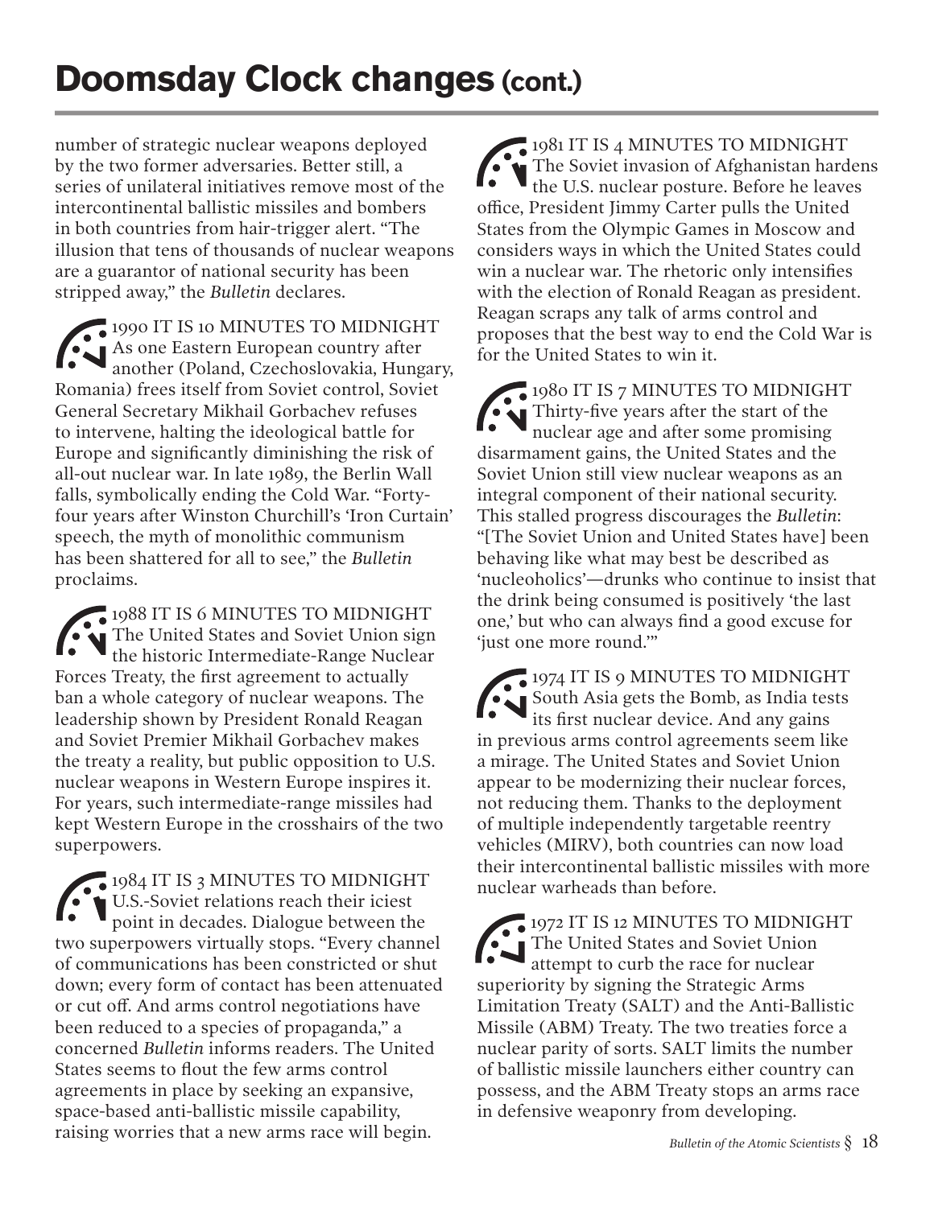# Doomsday Clock changes (cont.)

number of strategic nuclear weapons deployed by the two former adversaries. Better still, a series of unilateral initiatives remove most of the intercontinental ballistic missiles and bombers in both countries from hair-trigger alert. "The illusion that tens of thousands of nuclear weapons are a guarantor of national security has been stripped away," the *Bulletin* declares.

1990 IT IS 10 MINUTES TO MIDNIGHT As one Eastern European country after another (Poland, Czechoslovakia, Hungary, Romania) frees itself from Soviet control, Soviet General Secretary Mikhail Gorbachev refuses to intervene, halting the ideological battle for Europe and significantly diminishing the risk of all-out nuclear war. In late 1989, the Berlin Wall falls, symbolically ending the Cold War. "Forty-four years after Winston Churchill's 'Iron Curtain' speech, the myth of monolithic communism has been shattered for all to see," the *Bulletin* proclaims.

1988 IT IS 6 MINUTES TO MIDNIGHT The United States and Soviet Union sign the historic Intermediate-Range Nuclear Forces Treaty, the first agreement to actually ban a whole category of nuclear weapons. The leadership shown by President Ronald Reagan and Soviet Premier Mikhail Gorbachev makes the treaty a reality, but public opposition to U.S. nuclear weapons in Western Europe inspires it. For years, such intermediate-range missiles had kept Western Europe in the crosshairs of the two superpowers.

1984 IT IS 3 MINUTES TO MIDNIGHT U.S.-Soviet relations reach their iciest point in decades. Dialogue between the two superpowers virtually stops. "Every channel of communications has been constricted or shut down; every form of contact has been attenuated or cut off. And arms control negotiations have been reduced to a species of propaganda," a concerned *Bulletin* informs readers. The United States seems to flout the few arms control agreements in place by seeking an expansive, space-based anti-ballistic missile capability, raising worries that a new arms race will begin.

1981 IT IS 4 MINUTES TO MIDNIGHT The Soviet invasion of Afghanistan hardens the U.S. nuclear posture. Before he leaves office, President Jimmy Carter pulls the United States from the Olympic Games in Moscow and considers ways in which the United States could win a nuclear war. The rhetoric only intensifies with the election of Ronald Reagan as president. Reagan scraps any talk of arms control and proposes that the best way to end the Cold War is for the United States to win it.

1980 IT IS 7 MINUTES TO MIDNIGHT Thirty-five years after the start of the nuclear age and after some promising disarmament gains, the United States and the Soviet Union still view nuclear weapons as an integral component of their national security. This stalled progress discourages the *Bulletin*: "[The Soviet Union and United States have] been behaving like what may best be described as 'nucleoholics'—drunks who continue to insist that the drink being consumed is positively 'the last one,' but who can always find a good excuse for 'just one more round.'"

1974 IT IS 9 MINUTES TO MIDNIGHT South Asia gets the Bomb, as India tests its first nuclear device. And any gains in previous arms control agreements seem like a mirage. The United States and Soviet Union appear to be modernizing their nuclear forces, not reducing them. Thanks to the deployment of multiple independently targetable reentry vehicles (MIRV), both countries can now load their intercontinental ballistic missiles with more nuclear warheads than before.

1972 IT IS 12 MINUTES TO MIDNIGHT The United States and Soviet Union attempt to curb the race for nuclear superiority by signing the Strategic Arms Limitation Treaty (SALT) and the Anti-Ballistic Missile (ABM) Treaty. The two treaties force a nuclear parity of sorts. SALT limits the number of ballistic missile launchers either country can possess, and the ABM Treaty stops an arms race in defensive weaponry from developing.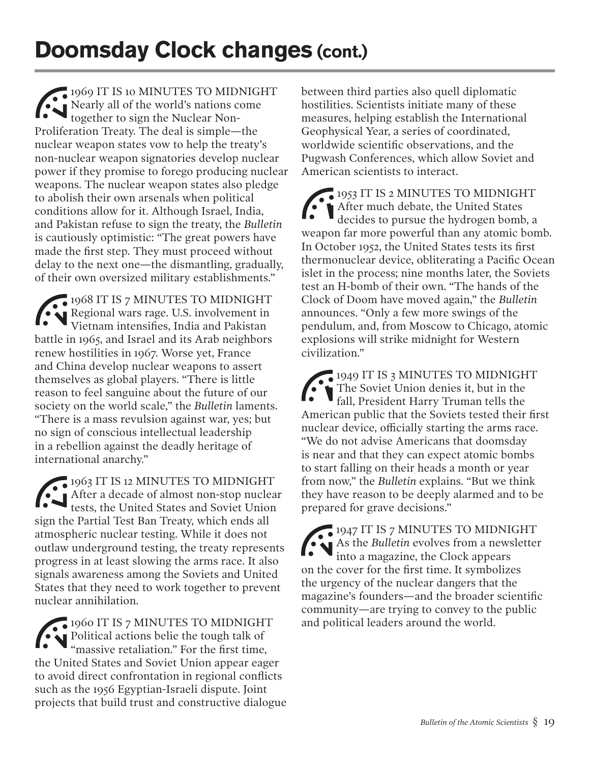# Doomsday Clock changes (cont.)

**1969 IT IS 10 MINUTES TO MIDNIGHT** Nearly all of the world's nations come together to sign the Nuclear Non-Proliferation Treaty. The deal is simple—the nuclear weapon states vow to help the treaty's non-nuclear weapon signatories develop nuclear power if they promise to forego producing nuclear weapons. The nuclear weapon states also pledge to abolish their own arsenals when political conditions allow for it. Although Israel, India, and Pakistan refuse to sign the treaty, the *Bulletin* is cautiously optimistic: "The great powers have made the first step. They must proceed without delay to the next one—the dismantling, gradually, of their own oversized military establishments."

**1968 IT IS 7 MINUTES TO MIDNIGHT** Regional wars rage. U.S. involvement in Vietnam intensifies, India and Pakistan battle in 1965, and Israel and its Arab neighbors renew hostilities in 1967. Worse yet, France and China develop nuclear weapons to assert themselves as global players. "There is little reason to feel sanguine about the future of our society on the world scale," the *Bulletin* laments. "There is a mass revulsion against war, yes; but no sign of conscious intellectual leadership in a rebellion against the deadly heritage of international anarchy."

**1963 IT IS 12 MINUTES TO MIDNIGHT** After a decade of almost non-stop nuclear tests, the United States and Soviet Union sign the Partial Test Ban Treaty, which ends all atmospheric nuclear testing. While it does not outlaw underground testing, the treaty represents progress in at least slowing the arms race. It also signals awareness among the Soviets and United States that they need to work together to prevent nuclear annihilation.

**1960 IT IS 7 MINUTES TO MIDNIGHT** Political actions belie the tough talk of "massive retaliation." For the first time, the United States and Soviet Union appear eager to avoid direct confrontation in regional conflicts such as the 1956 Egyptian-Israeli dispute. Joint projects that build trust and constructive dialogue between third parties also quell diplomatic hostilities. Scientists initiate many of these measures, helping establish the International Geophysical Year, a series of coordinated, worldwide scientific observations, and the Pugwash Conferences, which allow Soviet and American scientists to interact.

**1953 IT IS 2 MINUTES TO MIDNIGHT** After much debate, the United States decides to pursue the hydrogen bomb, a weapon far more powerful than any atomic bomb. In October 1952, the United States tests its first thermonuclear device, obliterating a Pacific Ocean islet in the process; nine months later, the Soviets test an H-bomb of their own. "The hands of the Clock of Doom have moved again," the *Bulletin* announces. "Only a few more swings of the pendulum, and, from Moscow to Chicago, atomic explosions will strike midnight for Western civilization."

**1949 IT IS 3 MINUTES TO MIDNIGHT** The Soviet Union denies it, but in the fall, President Harry Truman tells the American public that the Soviets tested their first nuclear device, officially starting the arms race. "We do not advise Americans that doomsday is near and that they can expect atomic bombs to start falling on their heads a month or year from now," the *Bulletin* explains. "But we think they have reason to be deeply alarmed and to be prepared for grave decisions."

**1947 IT IS 7 MINUTES TO MIDNIGHT** As the *Bulletin* evolves from a newsletter into a magazine, the Clock appears on the cover for the first time. It symbolizes the urgency of the nuclear dangers that the magazine's founders—and the broader scientific community—are trying to convey to the public and political leaders around the world.